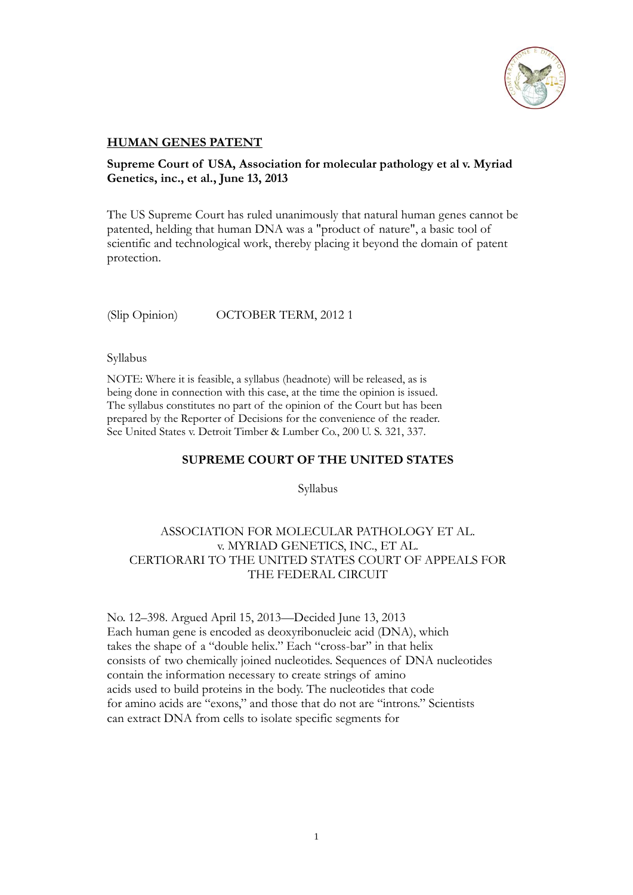## <u>HUMAN GENES PATENT</u>

**Supreme Court of USA, Association for molecular pathology et al v. Myriad Genetics, inc., et al., June 13, 2013**

The US Supreme Court has ruled unanimously that natural human genes cannot be patented, helding that human DNA was a "product of nature", a basic tool of scientific and technological work, thereby placing it beyond the domain of patent protection.

(Slip Opinion) OCTOBER TERM, 2012 1

Syllabus

NOTE: Where it is feasible, a syllabus (headnote) will be released, as is being done in connection with this case, at the time the opinion is issued. The syllabus constitutes no part of the opinion of the Court but has been prepared by the Reporter of Decisions for the convenience of the reader. See United States v. Detroit Timber & Lumber Co., 200 U. S. 321, 337.

**SUPREME COURT OF THE UNITED STATES**

Syllabus

ASSOCIATION FOR MOLECULAR PATHOLOGY ET AL.
v. MYRIAD GENETICS, INC., ET AL.
CERTIORARI TO THE UNITED STATES COURT OF APPEALS FOR THE FEDERAL CIRCUIT

No. 12–398. Argued April 15, 2013—Decided June 13, 2013
Each human gene is encoded as deoxyribonucleic acid (DNA), which takes the shape of a "double helix." Each "cross-bar" in that helix consists of two chemically joined nucleotides. Sequences of DNA nucleotides contain the information necessary to create strings of amino acids used to build proteins in the body. The nucleotides that code for amino acids are "exons," and those that do not are "introns." Scientists can extract DNA from cells to isolate specific segments for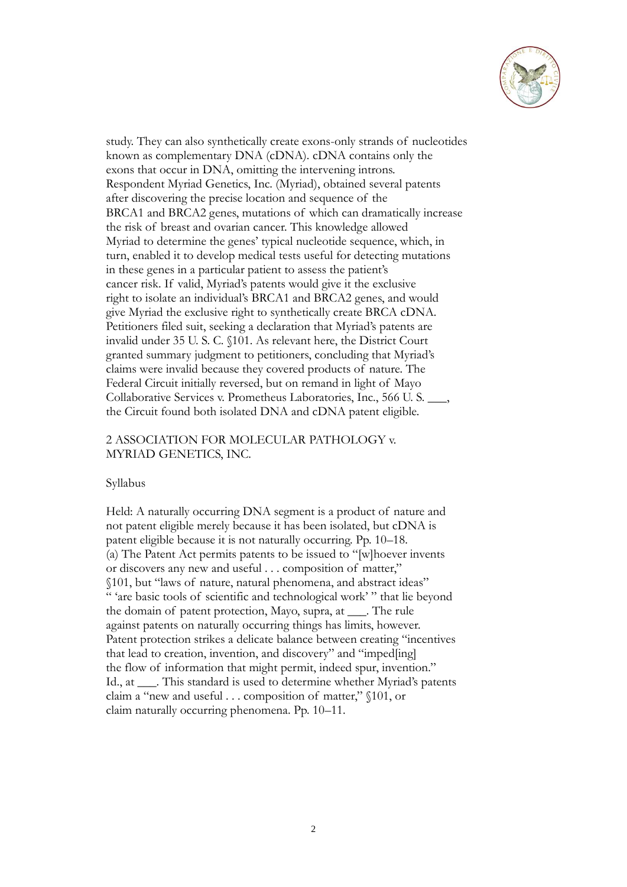study. They can also synthetically create exons-only strands of nucleotides known as complementary DNA (cDNA). cDNA contains only the exons that occur in DNA, omitting the intervening introns. Respondent Myriad Genetics, Inc. (Myriad), obtained several patents after discovering the precise location and sequence of the BRCA1 and BRCA2 genes, mutations of which can dramatically increase the risk of breast and ovarian cancer. This knowledge allowed Myriad to determine the genes' typical nucleotide sequence, which, in turn, enabled it to develop medical tests useful for detecting mutations in these genes in a particular patient to assess the patient's cancer risk. If valid, Myriad's patents would give it the exclusive right to isolate an individual's BRCA1 and BRCA2 genes, and would give Myriad the exclusive right to synthetically create BRCA cDNA. Petitioners filed suit, seeking a declaration that Myriad's patents are invalid under 35 U. S. C. §101. As relevant here, the District Court granted summary judgment to petitioners, concluding that Myriad's claims were invalid because they covered products of nature. The Federal Circuit initially reversed, but on remand in light of Mayo Collaborative Services v. Prometheus Laboratories, Inc., 566 U. S. ___, the Circuit found both isolated DNA and cDNA patent eligible.

2 ASSOCIATION FOR MOLECULAR PATHOLOGY v. MYRIAD GENETICS, INC.

Syllabus

Held: A naturally occurring DNA segment is a product of nature and not patent eligible merely because it has been isolated, but cDNA is patent eligible because it is not naturally occurring. Pp. 10–18.

(a) The Patent Act permits patents to be issued to "[w]hoever invents or discovers any new and useful . . . composition of matter," §101, but "laws of nature, natural phenomena, and abstract ideas" " 'are basic tools of scientific and technological work' " that lie beyond the domain of patent protection, Mayo, supra, at ___. The rule against patents on naturally occurring things has limits, however. Patent protection strikes a delicate balance between creating "incentives that lead to creation, invention, and discovery" and "imped[ing] the flow of information that might permit, indeed spur, invention." Id., at ___. This standard is used to determine whether Myriad's patents claim a "new and useful . . . composition of matter," §101, or claim naturally occurring phenomena. Pp. 10–11.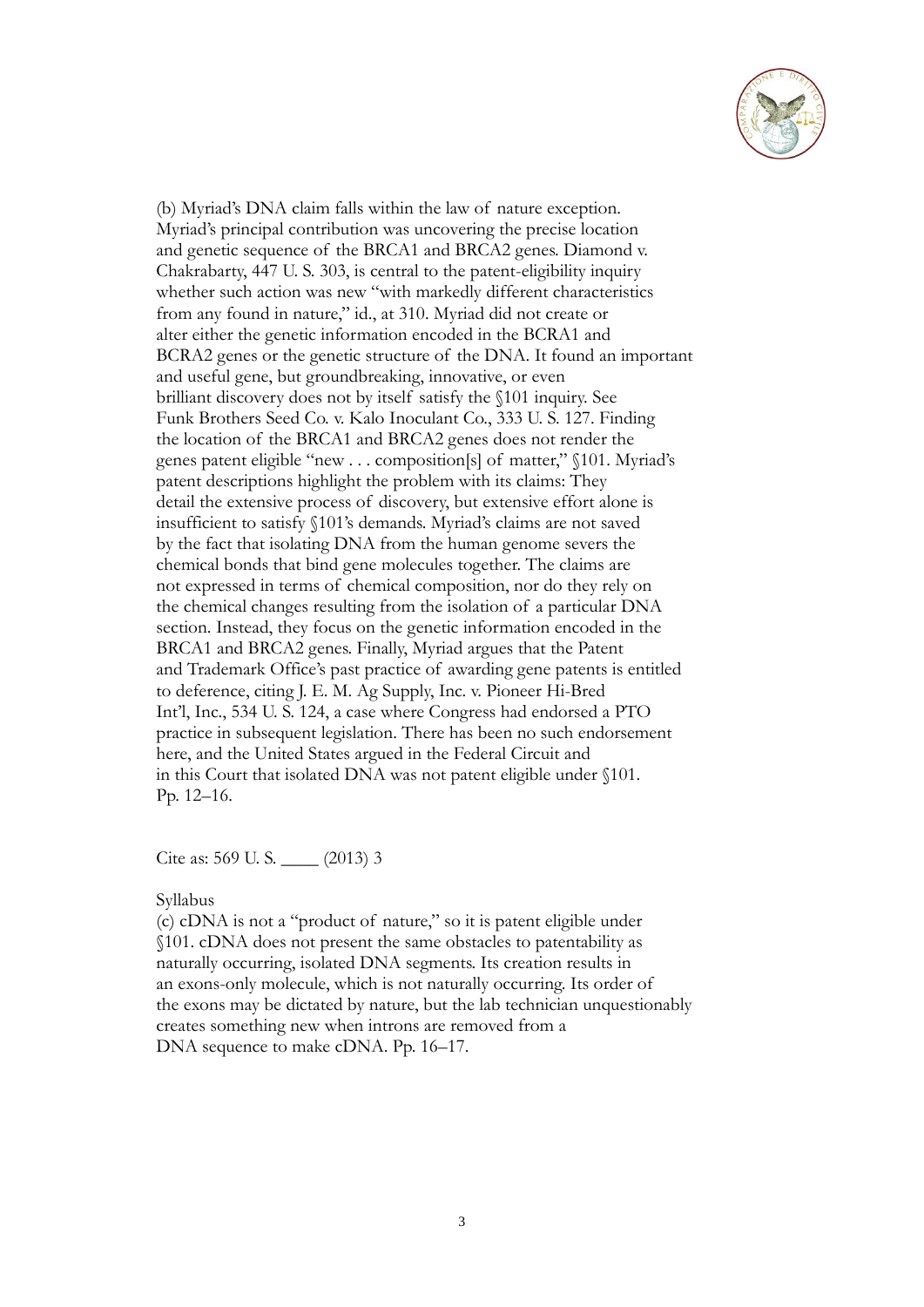(b) Myriad's DNA claim falls within the law of nature exception. Myriad's principal contribution was uncovering the precise location and genetic sequence of the BRCA1 and BRCA2 genes. Diamond v. Chakrabarty, 447 U. S. 303, is central to the patent-eligibility inquiry whether such action was new "with markedly different characteristics from any found in nature," id., at 310. Myriad did not create or alter either the genetic information encoded in the BCRA1 and BCRA2 genes or the genetic structure of the DNA. It found an important and useful gene, but groundbreaking, innovative, or even brilliant discovery does not by itself satisfy the §101 inquiry. See Funk Brothers Seed Co. v. Kalo Inoculant Co., 333 U. S. 127. Finding the location of the BRCA1 and BRCA2 genes does not render the genes patent eligible "new . . . composition[s] of matter," §101. Myriad's patent descriptions highlight the problem with its claims: They detail the extensive process of discovery, but extensive effort alone is insufficient to satisfy §101's demands. Myriad's claims are not saved by the fact that isolating DNA from the human genome severs the chemical bonds that bind gene molecules together. The claims are not expressed in terms of chemical composition, nor do they rely on the chemical changes resulting from the isolation of a particular DNA section. Instead, they focus on the genetic information encoded in the BRCA1 and BRCA2 genes. Finally, Myriad argues that the Patent and Trademark Office's past practice of awarding gene patents is entitled to deference, citing J. E. M. Ag Supply, Inc. v. Pioneer Hi-Bred Int'l, Inc., 534 U. S. 124, a case where Congress had endorsed a PTO practice in subsequent legislation. There has been no such endorsement here, and the United States argued in the Federal Circuit and in this Court that isolated DNA was not patent eligible under §101. Pp. 12–16.

Cite as: 569 U. S. ____ (2013) 3

Syllabus

(c) cDNA is not a "product of nature," so it is patent eligible under §101. cDNA does not present the same obstacles to patentability as naturally occurring, isolated DNA segments. Its creation results in an exons-only molecule, which is not naturally occurring. Its order of the exons may be dictated by nature, but the lab technician unquestionably creates something new when introns are removed from a DNA sequence to make cDNA. Pp. 16–17.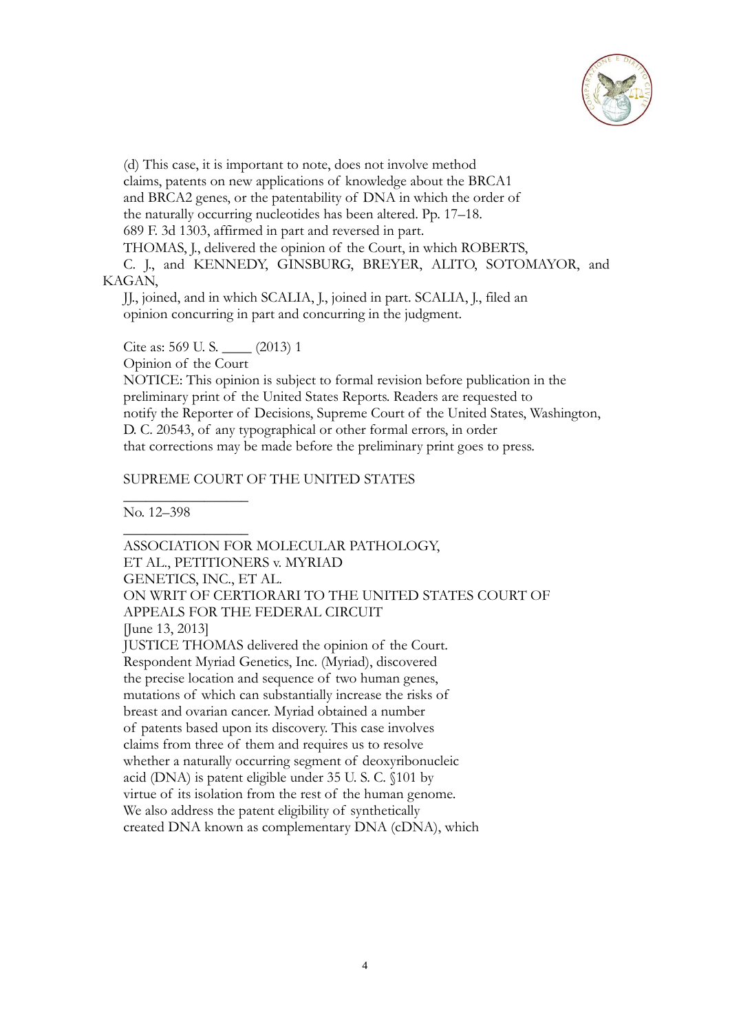(d) This case, it is important to note, does not involve method claims, patents on new applications of knowledge about the BRCA1 and BRCA2 genes, or the patentability of DNA in which the order of the naturally occurring nucleotides has been altered. Pp. 17–18.

689 F. 3d 1303, affirmed in part and reversed in part.

THOMAS, J., delivered the opinion of the Court, in which ROBERTS, C. J., and KENNEDY, GINSBURG, BREYER, ALITO, SOTOMAYOR, and KAGAN, JJ., joined, and in which SCALIA, J., joined in part. SCALIA, J., filed an opinion concurring in part and concurring in the judgment.

Cite as: 569 U. S. ____ (2013) 1

Opinion of the Court

NOTICE: This opinion is subject to formal revision before publication in the preliminary print of the United States Reports. Readers are requested to notify the Reporter of Decisions, Supreme Court of the United States, Washington, D. C. 20543, of any typographical or other formal errors, in order that corrections may be made before the preliminary print goes to press.

SUPREME COURT OF THE UNITED STATES

_________________

No. 12–398

_________________

ASSOCIATION FOR MOLECULAR PATHOLOGY, ET AL., PETITIONERS v. MYRIAD GENETICS, INC., ET AL.

ON WRIT OF CERTIORARI TO THE UNITED STATES COURT OF APPEALS FOR THE FEDERAL CIRCUIT

[June 13, 2013]

JUSTICE THOMAS delivered the opinion of the Court.

Respondent Myriad Genetics, Inc. (Myriad), discovered the precise location and sequence of two human genes, mutations of which can substantially increase the risks of breast and ovarian cancer. Myriad obtained a number of patents based upon its discovery. This case involves claims from three of them and requires us to resolve whether a naturally occurring segment of deoxyribonucleic acid (DNA) is patent eligible under 35 U. S. C. §101 by virtue of its isolation from the rest of the human genome. We also address the patent eligibility of synthetically created DNA known as complementary DNA (cDNA), which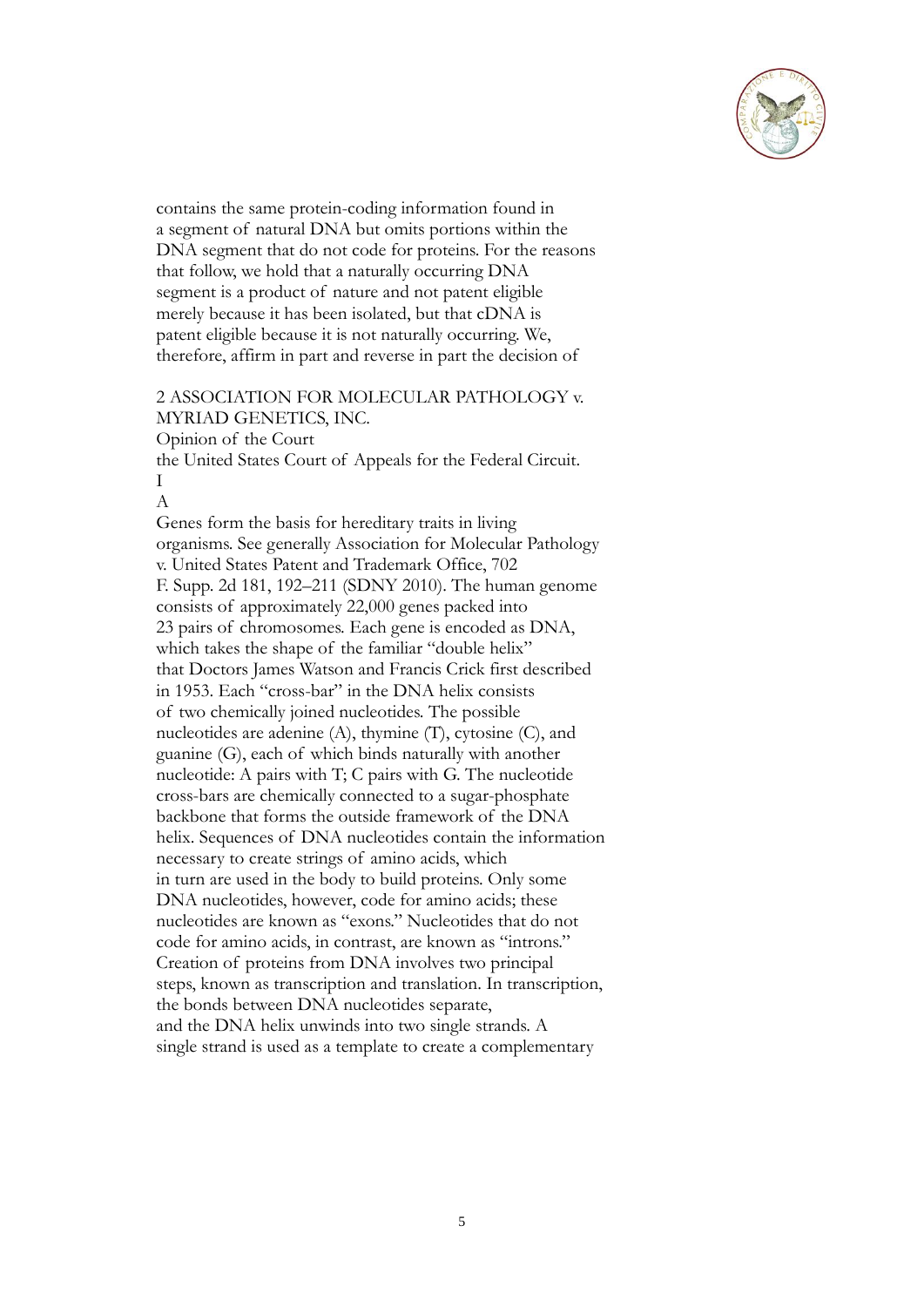contains the same protein-coding information found in a segment of natural DNA but omits portions within the DNA segment that do not code for proteins. For the reasons that follow, we hold that a naturally occurring DNA segment is a product of nature and not patent eligible merely because it has been isolated, but that cDNA is patent eligible because it is not naturally occurring. We, therefore, affirm in part and reverse in part the decision of

2 ASSOCIATION FOR MOLECULAR PATHOLOGY v. MYRIAD GENETICS, INC.

Opinion of the Court

the United States Court of Appeals for the Federal Circuit.

I

A

Genes form the basis for hereditary traits in living organisms. See generally Association for Molecular Pathology v. United States Patent and Trademark Office, 702 F. Supp. 2d 181, 192–211 (SDNY 2010). The human genome consists of approximately 22,000 genes packed into 23 pairs of chromosomes. Each gene is encoded as DNA, which takes the shape of the familiar "double helix" that Doctors James Watson and Francis Crick first described in 1953. Each "cross-bar" in the DNA helix consists of two chemically joined nucleotides. The possible nucleotides are adenine (A), thymine (T), cytosine (C), and guanine (G), each of which binds naturally with another nucleotide: A pairs with T; C pairs with G. The nucleotide cross-bars are chemically connected to a sugar-phosphate backbone that forms the outside framework of the DNA helix. Sequences of DNA nucleotides contain the information necessary to create strings of amino acids, which in turn are used in the body to build proteins. Only some DNA nucleotides, however, code for amino acids; these nucleotides are known as "exons." Nucleotides that do not code for amino acids, in contrast, are known as "introns." Creation of proteins from DNA involves two principal steps, known as transcription and translation. In transcription, the bonds between DNA nucleotides separate, and the DNA helix unwinds into two single strands. A single strand is used as a template to create a complementary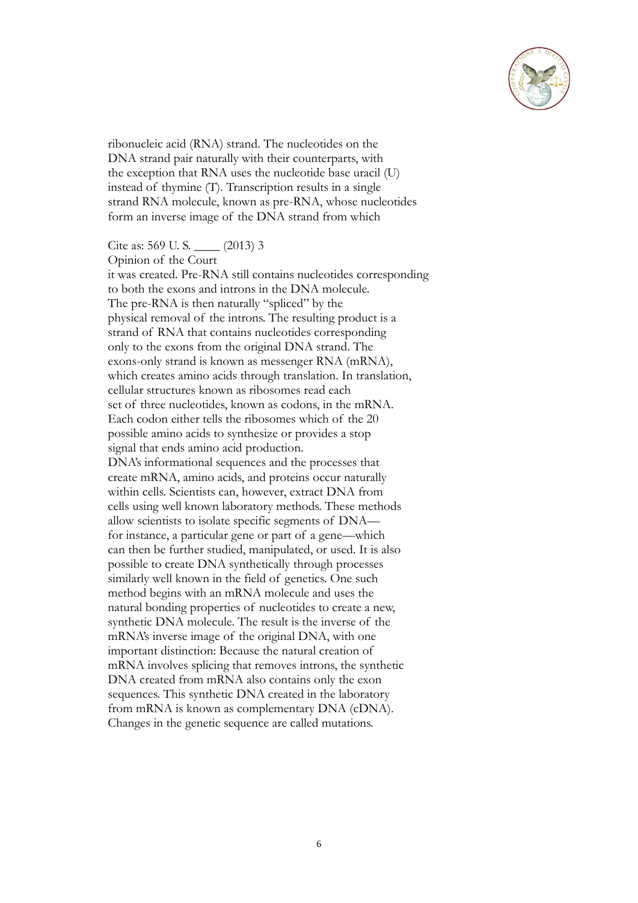ribonucleic acid (RNA) strand. The nucleotides on the DNA strand pair naturally with their counterparts, with the exception that RNA uses the nucleotide base uracil (U) instead of thymine (T). Transcription results in a single strand RNA molecule, known as pre-RNA, whose nucleotides form an inverse image of the DNA strand from which

Cite as: 569 U. S. ____ (2013) 3

Opinion of the Court

it was created. Pre-RNA still contains nucleotides corresponding to both the exons and introns in the DNA molecule. The pre-RNA is then naturally "spliced" by the physical removal of the introns. The resulting product is a strand of RNA that contains nucleotides corresponding only to the exons from the original DNA strand. The exons-only strand is known as messenger RNA (mRNA), which creates amino acids through translation. In translation, cellular structures known as ribosomes read each set of three nucleotides, known as codons, in the mRNA. Each codon either tells the ribosomes which of the 20 possible amino acids to synthesize or provides a stop signal that ends amino acid production.

DNA's informational sequences and the processes that create mRNA, amino acids, and proteins occur naturally within cells. Scientists can, however, extract DNA from cells using well known laboratory methods. These methods allow scientists to isolate specific segments of DNA—for instance, a particular gene or part of a gene—which can then be further studied, manipulated, or used. It is also possible to create DNA synthetically through processes similarly well known in the field of genetics. One such method begins with an mRNA molecule and uses the natural bonding properties of nucleotides to create a new, synthetic DNA molecule. The result is the inverse of the mRNA's inverse image of the original DNA, with one important distinction: Because the natural creation of mRNA involves splicing that removes introns, the synthetic DNA created from mRNA also contains only the exon sequences. This synthetic DNA created in the laboratory from mRNA is known as complementary DNA (cDNA).

Changes in the genetic sequence are called mutations.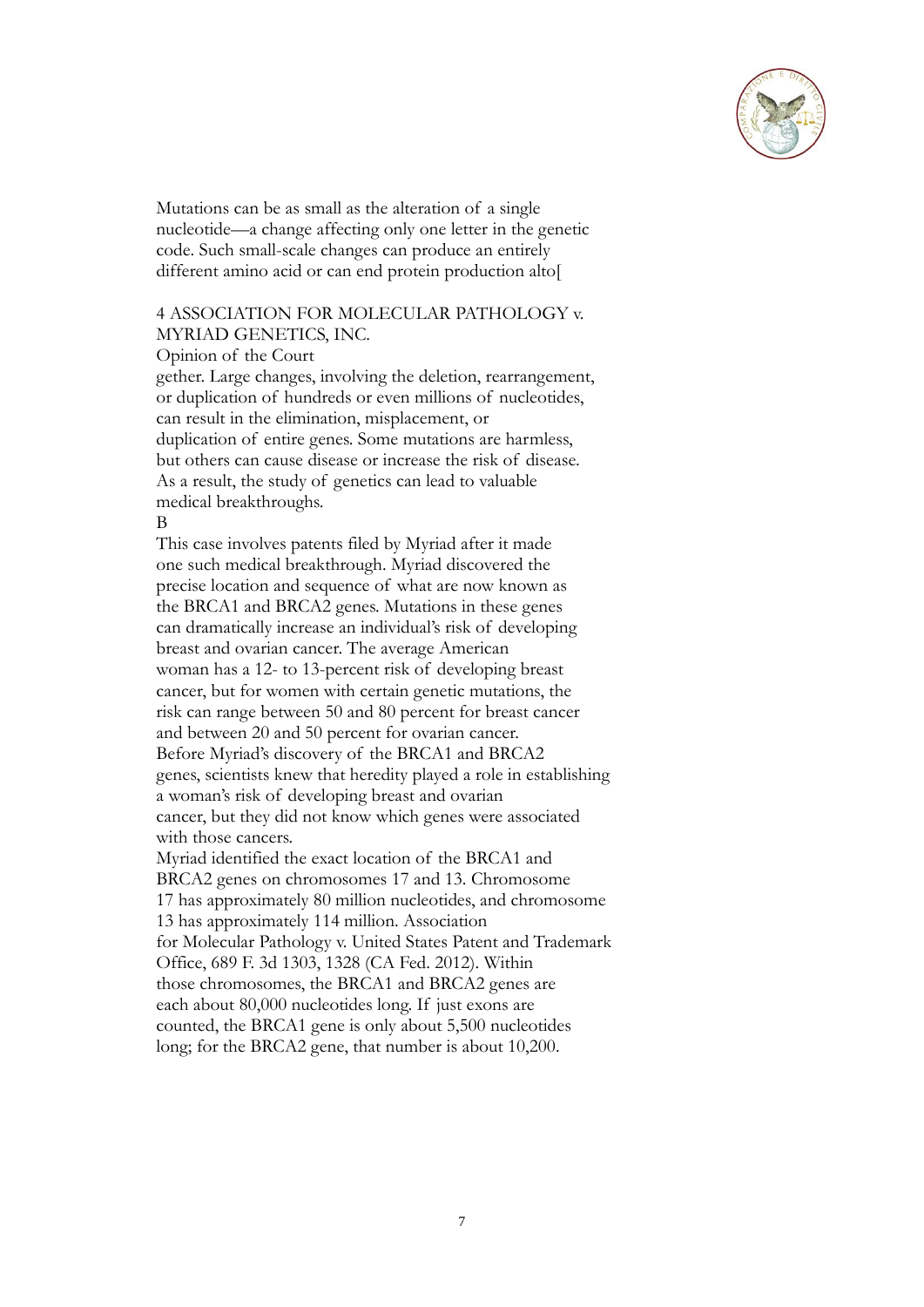Mutations can be as small as the alteration of a single nucleotide—a change affecting only one letter in the genetic code. Such small-scale changes can produce an entirely different amino acid or can end protein production alto[

4 ASSOCIATION FOR MOLECULAR PATHOLOGY v. MYRIAD GENETICS, INC.

Opinion of the Court

gether. Large changes, involving the deletion, rearrangement, or duplication of hundreds or even millions of nucleotides, can result in the elimination, misplacement, or duplication of entire genes. Some mutations are harmless, but others can cause disease or increase the risk of disease. As a result, the study of genetics can lead to valuable medical breakthroughs.

B

This case involves patents filed by Myriad after it made one such medical breakthrough. Myriad discovered the precise location and sequence of what are now known as the BRCA1 and BRCA2 genes. Mutations in these genes can dramatically increase an individual's risk of developing breast and ovarian cancer. The average American woman has a 12- to 13-percent risk of developing breast cancer, but for women with certain genetic mutations, the risk can range between 50 and 80 percent for breast cancer and between 20 and 50 percent for ovarian cancer.

Before Myriad's discovery of the BRCA1 and BRCA2 genes, scientists knew that heredity played a role in establishing a woman's risk of developing breast and ovarian cancer, but they did not know which genes were associated with those cancers.

Myriad identified the exact location of the BRCA1 and BRCA2 genes on chromosomes 17 and 13. Chromosome 17 has approximately 80 million nucleotides, and chromosome 13 has approximately 114 million. Association for Molecular Pathology v. United States Patent and Trademark Office, 689 F. 3d 1303, 1328 (CA Fed. 2012). Within those chromosomes, the BRCA1 and BRCA2 genes are each about 80,000 nucleotides long. If just exons are counted, the BRCA1 gene is only about 5,500 nucleotides long; for the BRCA2 gene, that number is about 10,200.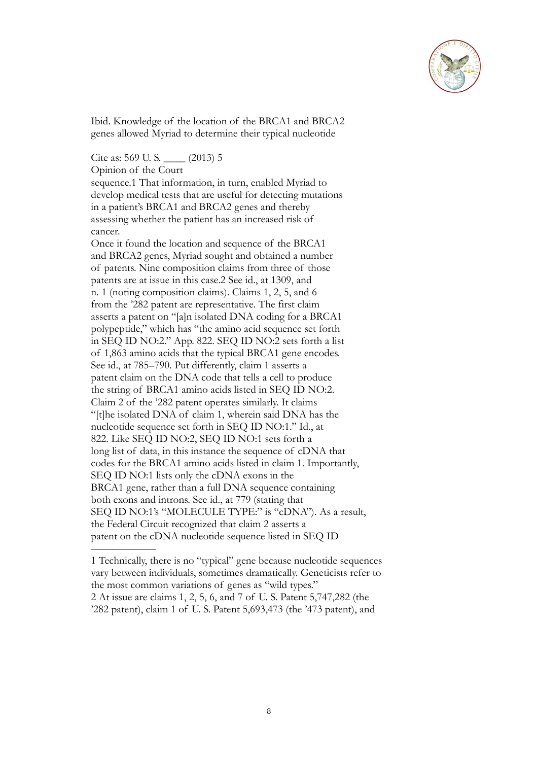Ibid. Knowledge of the location of the BRCA1 and BRCA2 genes allowed Myriad to determine their typical nucleotide

Cite as: 569 U. S. ____ (2013) 5

Opinion of the Court

sequence.[1] That information, in turn, enabled Myriad to develop medical tests that are useful for detecting mutations in a patient's BRCA1 and BRCA2 genes and thereby assessing whether the patient has an increased risk of cancer.

Once it found the location and sequence of the BRCA1 and BRCA2 genes, Myriad sought and obtained a number of patents. Nine composition claims from three of those patents are at issue in this case.[2] See id., at 1309, and n. 1 (noting composition claims). Claims 1, 2, 5, and 6 from the '282 patent are representative. The first claim asserts a patent on "[a]n isolated DNA coding for a BRCA1 polypeptide," which has "the amino acid sequence set forth in SEQ ID NO:2." App. 822. SEQ ID NO:2 sets forth a list of 1,863 amino acids that the typical BRCA1 gene encodes. See id., at 785–790. Put differently, claim 1 asserts a patent claim on the DNA code that tells a cell to produce the string of BRCA1 amino acids listed in SEQ ID NO:2. Claim 2 of the '282 patent operates similarly. It claims "[t]he isolated DNA of claim 1, wherein said DNA has the nucleotide sequence set forth in SEQ ID NO:1." Id., at 822. Like SEQ ID NO:2, SEQ ID NO:1 sets forth a long list of data, in this instance the sequence of cDNA that codes for the BRCA1 amino acids listed in claim 1. Importantly, SEQ ID NO:1 lists only the cDNA exons in the BRCA1 gene, rather than a full DNA sequence containing both exons and introns. See id., at 779 (stating that SEQ ID NO:1's "MOLECULE TYPE:" is "cDNA"). As a result, the Federal Circuit recognized that claim 2 asserts a patent on the cDNA nucleotide sequence listed in SEQ ID

---

1 Technically, there is no "typical" gene because nucleotide sequences vary between individuals, sometimes dramatically. Geneticists refer to the most common variations of genes as "wild types."

2 At issue are claims 1, 2, 5, 6, and 7 of U. S. Patent 5,747,282 (the '282 patent), claim 1 of U. S. Patent 5,693,473 (the '473 patent), and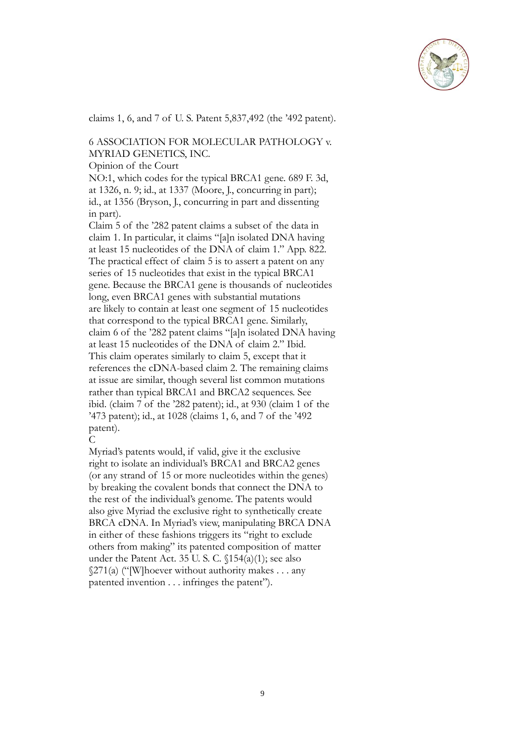claims 1, 6, and 7 of U. S. Patent 5,837,492 (the '492 patent).

6 ASSOCIATION FOR MOLECULAR PATHOLOGY v. MYRIAD GENETICS, INC.

Opinion of the Court

NO:1, which codes for the typical BRCA1 gene. 689 F. 3d, at 1326, n. 9; id., at 1337 (Moore, J., concurring in part); id., at 1356 (Bryson, J., concurring in part and dissenting in part).

Claim 5 of the '282 patent claims a subset of the data in claim 1. In particular, it claims "[a]n isolated DNA having at least 15 nucleotides of the DNA of claim 1." App. 822. The practical effect of claim 5 is to assert a patent on any series of 15 nucleotides that exist in the typical BRCA1 gene. Because the BRCA1 gene is thousands of nucleotides long, even BRCA1 genes with substantial mutations are likely to contain at least one segment of 15 nucleotides that correspond to the typical BRCA1 gene. Similarly, claim 6 of the '282 patent claims "[a]n isolated DNA having at least 15 nucleotides of the DNA of claim 2." Ibid. This claim operates similarly to claim 5, except that it references the cDNA-based claim 2. The remaining claims at issue are similar, though several list common mutations rather than typical BRCA1 and BRCA2 sequences. See ibid. (claim 7 of the '282 patent); id., at 930 (claim 1 of the '473 patent); id., at 1028 (claims 1, 6, and 7 of the '492 patent).

C

Myriad's patents would, if valid, give it the exclusive right to isolate an individual's BRCA1 and BRCA2 genes (or any strand of 15 or more nucleotides within the genes) by breaking the covalent bonds that connect the DNA to the rest of the individual's genome. The patents would also give Myriad the exclusive right to synthetically create BRCA cDNA. In Myriad's view, manipulating BRCA DNA in either of these fashions triggers its "right to exclude others from making" its patented composition of matter under the Patent Act. 35 U. S. C. §154(a)(1); see also §271(a) ("[W]hoever without authority makes . . . any patented invention . . . infringes the patent").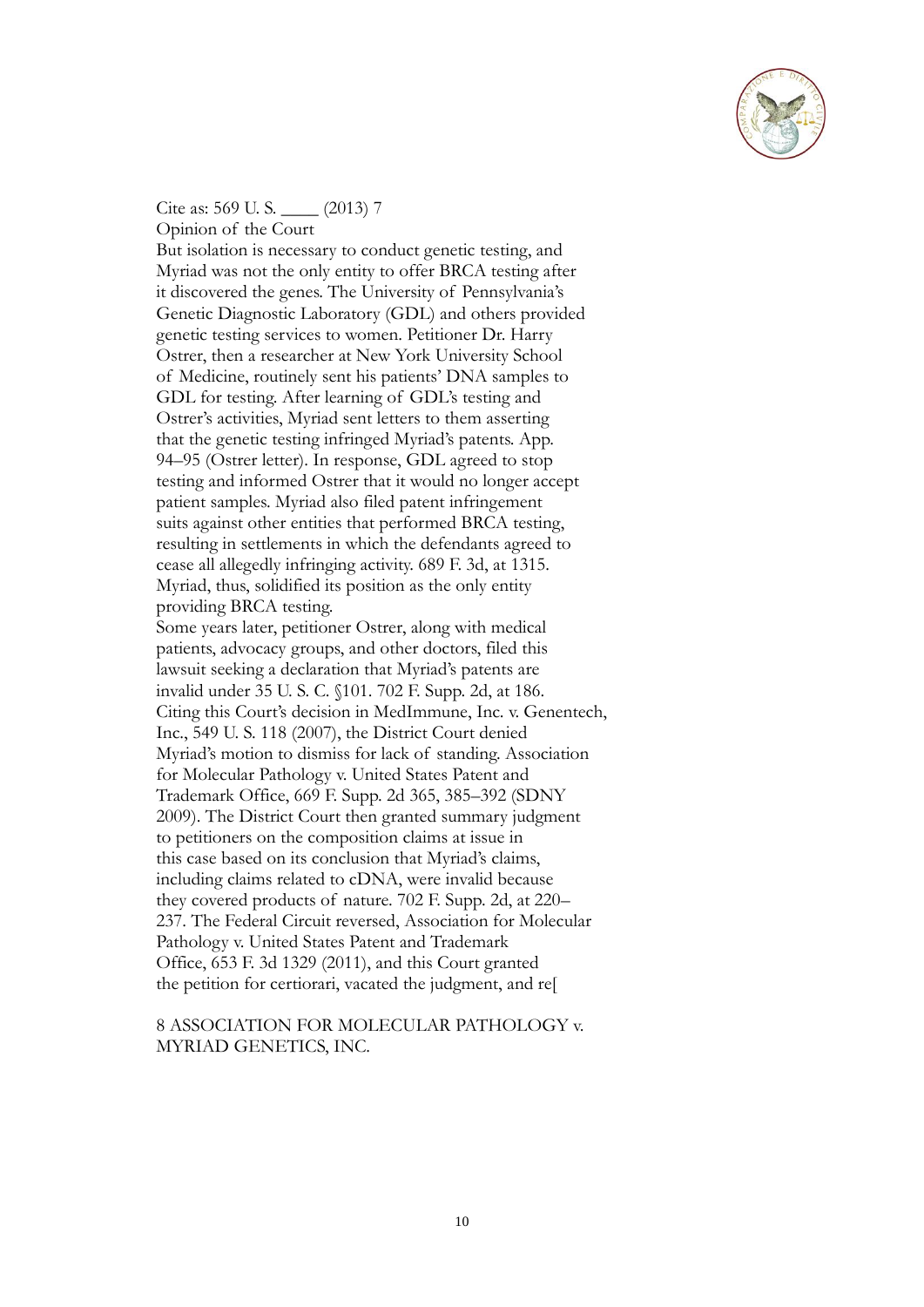But isolation is necessary to conduct genetic testing, and Myriad was not the only entity to offer BRCA testing after it discovered the genes. The University of Pennsylvania's Genetic Diagnostic Laboratory (GDL) and others provided genetic testing services to women. Petitioner Dr. Harry Ostrer, then a researcher at New York University School of Medicine, routinely sent his patients' DNA samples to GDL for testing. After learning of GDL's testing and Ostrer's activities, Myriad sent letters to them asserting that the genetic testing infringed Myriad's patents. App. 94–95 (Ostrer letter). In response, GDL agreed to stop testing and informed Ostrer that it would no longer accept patient samples. Myriad also filed patent infringement suits against other entities that performed BRCA testing, resulting in settlements in which the defendants agreed to cease all allegedly infringing activity. 689 F. 3d, at 1315. Myriad, thus, solidified its position as the only entity providing BRCA testing.

Some years later, petitioner Ostrer, along with medical patients, advocacy groups, and other doctors, filed this lawsuit seeking a declaration that Myriad's patents are invalid under 35 U. S. C. §101. 702 F. Supp. 2d, at 186. Citing this Court's decision in MedImmune, Inc. v. Genentech, Inc., 549 U. S. 118 (2007), the District Court denied Myriad's motion to dismiss for lack of standing. Association for Molecular Pathology v. United States Patent and Trademark Office, 669 F. Supp. 2d 365, 385–392 (SDNY 2009). The District Court then granted summary judgment to petitioners on the composition claims at issue in this case based on its conclusion that Myriad's claims, including claims related to cDNA, were invalid because they covered products of nature. 702 F. Supp. 2d, at 220–237. The Federal Circuit reversed, Association for Molecular Pathology v. United States Patent and Trademark Office, 653 F. 3d 1329 (2011), and this Court granted the petition for certiorari, vacated the judgment, and re[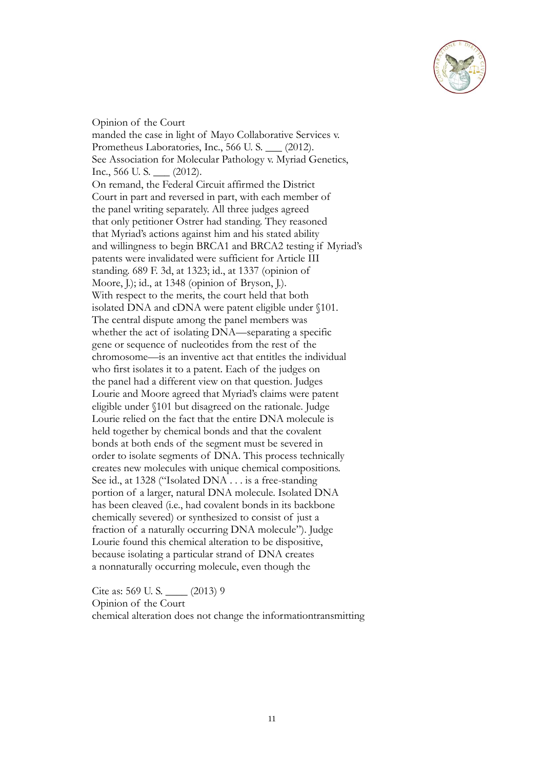Opinion of the Court

manded the case in light of Mayo Collaborative Services v. Prometheus Laboratories, Inc., 566 U. S. ___ (2012). See Association for Molecular Pathology v. Myriad Genetics, Inc., 566 U. S. ___ (2012).

On remand, the Federal Circuit affirmed the District Court in part and reversed in part, with each member of the panel writing separately. All three judges agreed that only petitioner Ostrer had standing. They reasoned that Myriad's actions against him and his stated ability and willingness to begin BRCA1 and BRCA2 testing if Myriad's patents were invalidated were sufficient for Article III standing. 689 F. 3d, at 1323; id., at 1337 (opinion of Moore, J.); id., at 1348 (opinion of Bryson, J.).

With respect to the merits, the court held that both isolated DNA and cDNA were patent eligible under §101. The central dispute among the panel members was whether the act of isolating DNA—separating a specific gene or sequence of nucleotides from the rest of the chromosome—is an inventive act that entitles the individual who first isolates it to a patent. Each of the judges on the panel had a different view on that question. Judges Lourie and Moore agreed that Myriad's claims were patent eligible under §101 but disagreed on the rationale. Judge Lourie relied on the fact that the entire DNA molecule is held together by chemical bonds and that the covalent bonds at both ends of the segment must be severed in order to isolate segments of DNA. This process technically creates new molecules with unique chemical compositions. See id., at 1328 ("Isolated DNA . . . is a free-standing portion of a larger, natural DNA molecule. Isolated DNA has been cleaved (i.e., had covalent bonds in its backbone chemically severed) or synthesized to consist of just a fraction of a naturally occurring DNA molecule"). Judge Lourie found this chemical alteration to be dispositive, because isolating a particular strand of DNA creates a nonnaturally occurring molecule, even though the

Cite as: 569 U. S. ____ (2013) 9

Opinion of the Court

chemical alteration does not change the informationtransmitting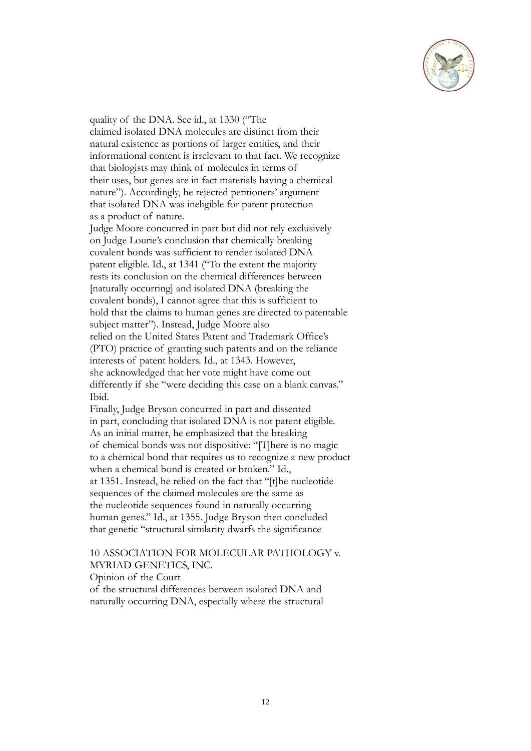quality of the DNA. See id., at 1330 ("The claimed isolated DNA molecules are distinct from their natural existence as portions of larger entities, and their informational content is irrelevant to that fact. We recognize that biologists may think of molecules in terms of their uses, but genes are in fact materials having a chemical nature"). Accordingly, he rejected petitioners' argument that isolated DNA was ineligible for patent protection as a product of nature.

Judge Moore concurred in part but did not rely exclusively on Judge Lourie's conclusion that chemically breaking covalent bonds was sufficient to render isolated DNA patent eligible. Id., at 1341 ("To the extent the majority rests its conclusion on the chemical differences between [naturally occurring] and isolated DNA (breaking the covalent bonds), I cannot agree that this is sufficient to hold that the claims to human genes are directed to patentable subject matter"). Instead, Judge Moore also relied on the United States Patent and Trademark Office's (PTO) practice of granting such patents and on the reliance interests of patent holders. Id., at 1343. However, she acknowledged that her vote might have come out differently if she "were deciding this case on a blank canvas." Ibid.

Finally, Judge Bryson concurred in part and dissented in part, concluding that isolated DNA is not patent eligible. As an initial matter, he emphasized that the breaking of chemical bonds was not dispositive: "[T]here is no magic to a chemical bond that requires us to recognize a new product when a chemical bond is created or broken." Id., at 1351. Instead, he relied on the fact that "[t]he nucleotide sequences of the claimed molecules are the same as the nucleotide sequences found in naturally occurring human genes." Id., at 1355. Judge Bryson then concluded that genetic "structural similarity dwarfs the significance

10 ASSOCIATION FOR MOLECULAR PATHOLOGY v. MYRIAD GENETICS, INC.

Opinion of the Court

of the structural differences between isolated DNA and naturally occurring DNA, especially where the structural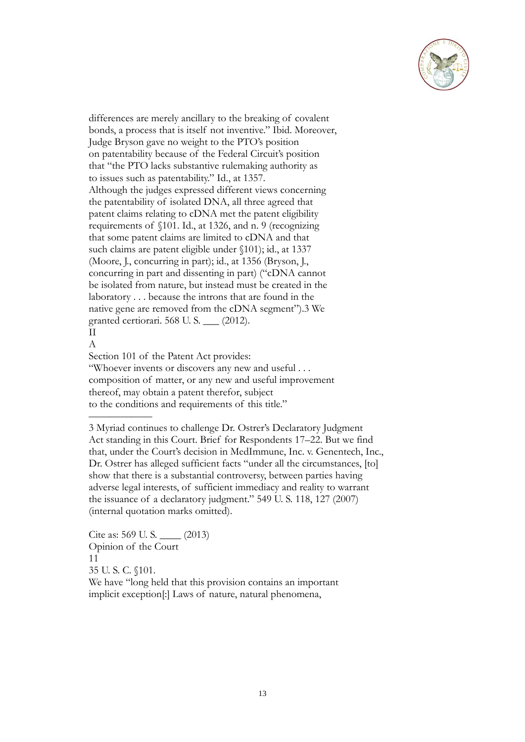differences are merely ancillary to the breaking of covalent bonds, a process that is itself not inventive." Ibid. Moreover, Judge Bryson gave no weight to the PTO's position on patentability because of the Federal Circuit's position that "the PTO lacks substantive rulemaking authority as to issues such as patentability." Id., at 1357.

Although the judges expressed different views concerning the patentability of isolated DNA, all three agreed that patent claims relating to cDNA met the patent eligibility requirements of §101. Id., at 1326, and n. 9 (recognizing that some patent claims are limited to cDNA and that such claims are patent eligible under §101); id., at 1337 (Moore, J., concurring in part); id., at 1356 (Bryson, J., concurring in part and dissenting in part) ("cDNA cannot be isolated from nature, but instead must be created in the laboratory . . . because the introns that are found in the native gene are removed from the cDNA segment").[3] We granted certiorari. 568 U. S. ___ (2012).

## II

### A

Section 101 of the Patent Act provides:

"Whoever invents or discovers any new and useful . . . composition of matter, or any new and useful improvement thereof, may obtain a patent therefor, subject to the conditions and requirements of this title."

---

[3] Myriad continues to challenge Dr. Ostrer's Declaratory Judgment Act standing in this Court. Brief for Respondents 17–22. But we find that, under the Court's decision in MedImmune, Inc. v. Genentech, Inc., Dr. Ostrer has alleged sufficient facts "under all the circumstances, [to] show that there is a substantial controversy, between parties having adverse legal interests, of sufficient immediacy and reality to warrant the issuance of a declaratory judgment." 549 U. S. 118, 127 (2007) (internal quotation marks omitted).

Cite as: 569 U. S. ____ (2013)

Opinion of the Court

11

35 U. S. C. §101.

We have "long held that this provision contains an important implicit exception[:] Laws of nature, natural phenomena,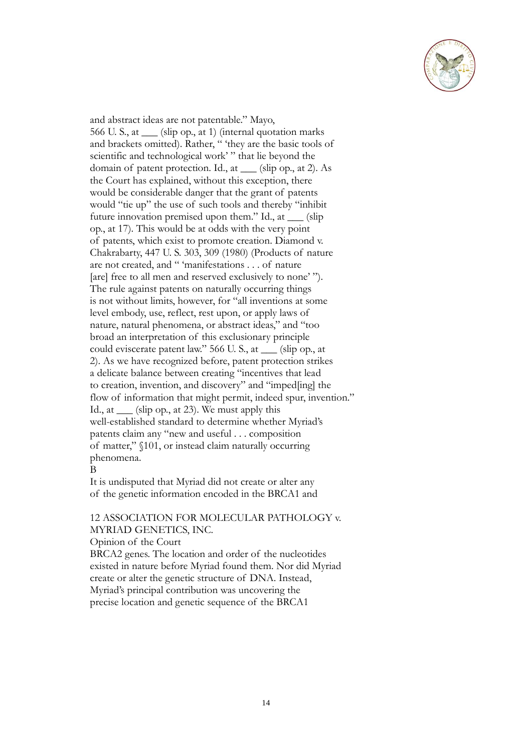and abstract ideas are not patentable." Mayo, 566 U. S., at ___ (slip op., at 1) (internal quotation marks and brackets omitted). Rather, " 'they are the basic tools of scientific and technological work' " that lie beyond the domain of patent protection. Id., at ___ (slip op., at 2). As the Court has explained, without this exception, there would be considerable danger that the grant of patents would "tie up" the use of such tools and thereby "inhibit future innovation premised upon them." Id., at ___ (slip op., at 17). This would be at odds with the very point of patents, which exist to promote creation. Diamond v. Chakrabarty, 447 U. S. 303, 309 (1980) (Products of nature are not created, and " 'manifestations . . . of nature [are] free to all men and reserved exclusively to none' "). The rule against patents on naturally occurring things is not without limits, however, for "all inventions at some level embody, use, reflect, rest upon, or apply laws of nature, natural phenomena, or abstract ideas," and "too broad an interpretation of this exclusionary principle could eviscerate patent law." 566 U. S., at ___ (slip op., at 2). As we have recognized before, patent protection strikes a delicate balance between creating "incentives that lead to creation, invention, and discovery" and "imped[ing] the flow of information that might permit, indeed spur, invention." Id., at ___ (slip op., at 23). We must apply this well-established standard to determine whether Myriad's patents claim any "new and useful . . . composition of matter," §101, or instead claim naturally occurring phenomena.

B

It is undisputed that Myriad did not create or alter any of the genetic information encoded in the BRCA1 and

12 ASSOCIATION FOR MOLECULAR PATHOLOGY v. MYRIAD GENETICS, INC.

Opinion of the Court

BRCA2 genes. The location and order of the nucleotides existed in nature before Myriad found them. Nor did Myriad create or alter the genetic structure of DNA. Instead, Myriad's principal contribution was uncovering the precise location and genetic sequence of the BRCA1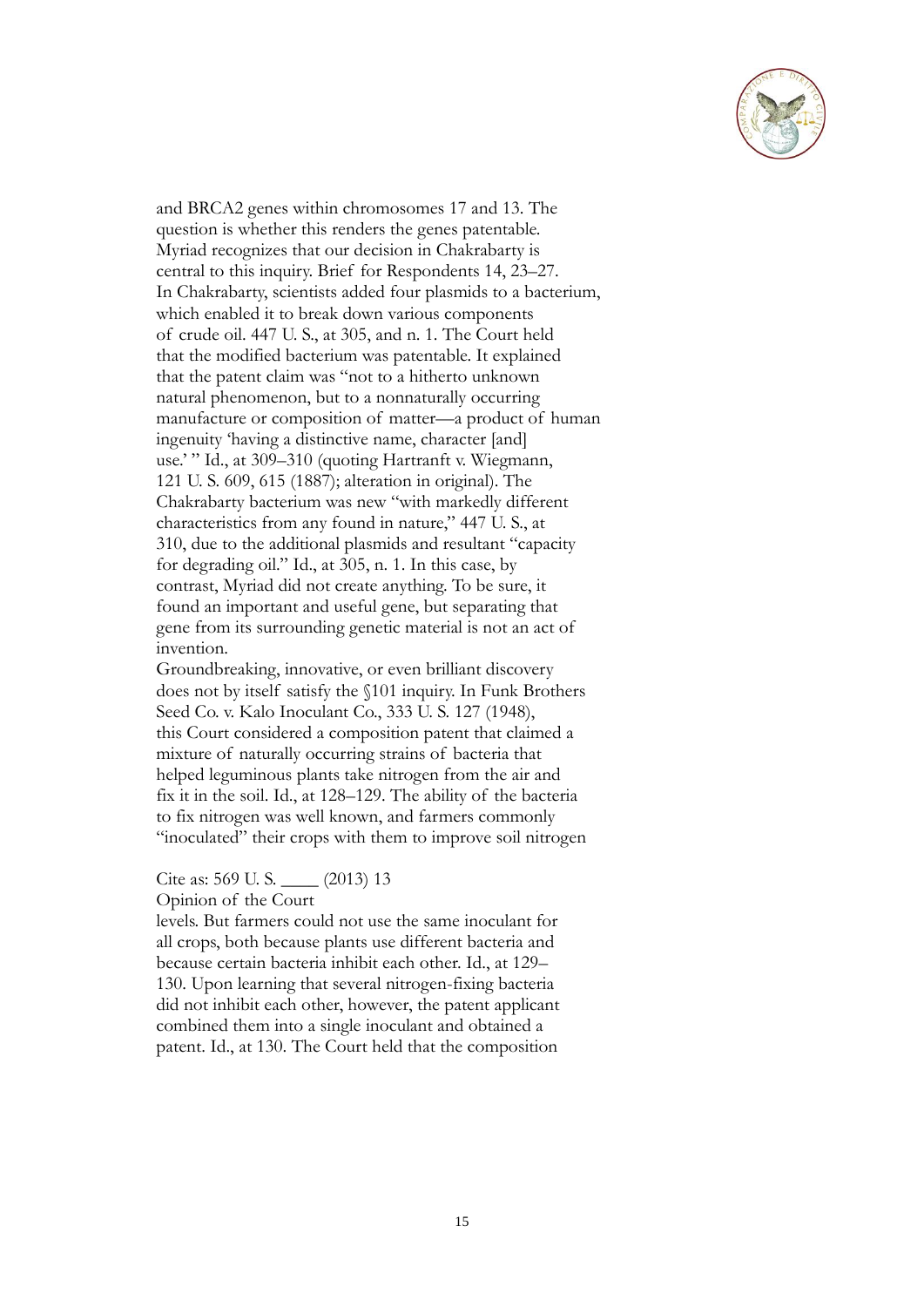and BRCA2 genes within chromosomes 17 and 13. The question is whether this renders the genes patentable. Myriad recognizes that our decision in Chakrabarty is central to this inquiry. Brief for Respondents 14, 23–27. In Chakrabarty, scientists added four plasmids to a bacterium, which enabled it to break down various components of crude oil. 447 U. S., at 305, and n. 1. The Court held that the modified bacterium was patentable. It explained that the patent claim was "not to a hitherto unknown natural phenomenon, but to a nonnaturally occurring manufacture or composition of matter—a product of human ingenuity 'having a distinctive name, character [and] use.' " Id., at 309–310 (quoting Hartranft v. Wiegmann, 121 U. S. 609, 615 (1887); alteration in original). The Chakrabarty bacterium was new "with markedly different characteristics from any found in nature," 447 U. S., at 310, due to the additional plasmids and resultant "capacity for degrading oil." Id., at 305, n. 1. In this case, by contrast, Myriad did not create anything. To be sure, it found an important and useful gene, but separating that gene from its surrounding genetic material is not an act of invention.

Groundbreaking, innovative, or even brilliant discovery does not by itself satisfy the §101 inquiry. In Funk Brothers Seed Co. v. Kalo Inoculant Co., 333 U. S. 127 (1948), this Court considered a composition patent that claimed a mixture of naturally occurring strains of bacteria that helped leguminous plants take nitrogen from the air and fix it in the soil. Id., at 128–129. The ability of the bacteria to fix nitrogen was well known, and farmers commonly "inoculated" their crops with them to improve soil nitrogen

Cite as: 569 U. S. ____ (2013) 13

Opinion of the Court

levels. But farmers could not use the same inoculant for all crops, both because plants use different bacteria and because certain bacteria inhibit each other. Id., at 129–130. Upon learning that several nitrogen-fixing bacteria did not inhibit each other, however, the patent applicant combined them into a single inoculant and obtained a patent. Id., at 130. The Court held that the composition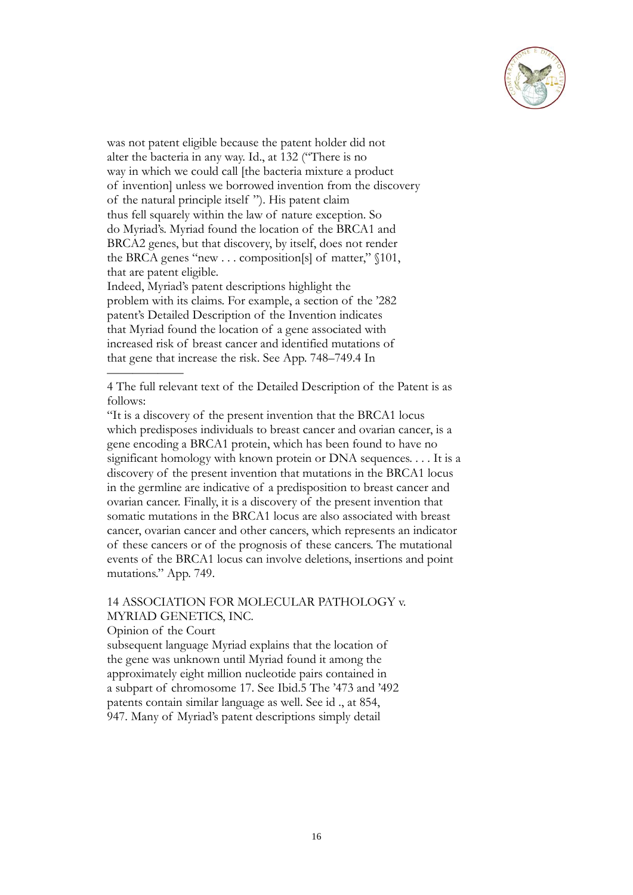was not patent eligible because the patent holder did not alter the bacteria in any way. Id., at 132 ("There is no way in which we could call [the bacteria mixture a product of invention] unless we borrowed invention from the discovery of the natural principle itself "). His patent claim thus fell squarely within the law of nature exception. So do Myriad's. Myriad found the location of the BRCA1 and BRCA2 genes, but that discovery, by itself, does not render the BRCA genes "new . . . composition[s] of matter," §101, that are patent eligible.

Indeed, Myriad's patent descriptions highlight the problem with its claims. For example, a section of the '282 patent's Detailed Description of the Invention indicates that Myriad found the location of a gene associated with increased risk of breast cancer and identified mutations of that gene that increase the risk. See App. 748–749.[4] In subsequent language Myriad explains that the location of the gene was unknown until Myriad found it among the approximately eight million nucleotide pairs contained in a subpart of chromosome 17. See Ibid.[5] The '473 and '492 patents contain similar language as well. See id ., at 854, 947. Many of Myriad's patent descriptions simply detail

---

[4] The full relevant text of the Detailed Description of the Patent is as follows:

"It is a discovery of the present invention that the BRCA1 locus which predisposes individuals to breast cancer and ovarian cancer, is a gene encoding a BRCA1 protein, which has been found to have no significant homology with known protein or DNA sequences. . . . It is a discovery of the present invention that mutations in the BRCA1 locus in the germline are indicative of a predisposition to breast cancer and ovarian cancer. Finally, it is a discovery of the present invention that somatic mutations in the BRCA1 locus are also associated with breast cancer, ovarian cancer and other cancers, which represents an indicator of these cancers or of the prognosis of these cancers. The mutational events of the BRCA1 locus can involve deletions, insertions and point mutations." App. 749.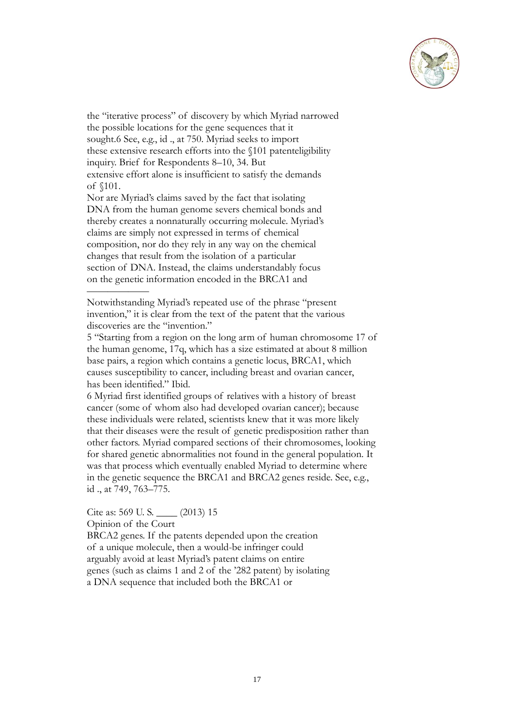the "iterative process" of discovery by which Myriad narrowed the possible locations for the gene sequences that it sought.6 See, e.g., id ., at 750. Myriad seeks to import these extensive research efforts into the §101 patenteligibility inquiry. Brief for Respondents 8–10, 34. But extensive effort alone is insufficient to satisfy the demands of §101.

Nor are Myriad's claims saved by the fact that isolating DNA from the human genome severs chemical bonds and thereby creates a nonnaturally occurring molecule. Myriad's claims are simply not expressed in terms of chemical composition, nor do they rely in any way on the chemical changes that result from the isolation of a particular section of DNA. Instead, the claims understandably focus on the genetic information encoded in the BRCA1 and

———————

Notwithstanding Myriad's repeated use of the phrase "present invention," it is clear from the text of the patent that the various discoveries are the "invention."

5 "Starting from a region on the long arm of human chromosome 17 of the human genome, 17q, which has a size estimated at about 8 million base pairs, a region which contains a genetic locus, BRCA1, which causes susceptibility to cancer, including breast and ovarian cancer, has been identified." Ibid.

6 Myriad first identified groups of relatives with a history of breast cancer (some of whom also had developed ovarian cancer); because these individuals were related, scientists knew that it was more likely that their diseases were the result of genetic predisposition rather than other factors. Myriad compared sections of their chromosomes, looking for shared genetic abnormalities not found in the general population. It was that process which eventually enabled Myriad to determine where in the genetic sequence the BRCA1 and BRCA2 genes reside. See, e.g., id ., at 749, 763–775.

Cite as: 569 U. S. ____ (2013) 15

Opinion of the Court

BRCA2 genes. If the patents depended upon the creation of a unique molecule, then a would-be infringer could arguably avoid at least Myriad's patent claims on entire genes (such as claims 1 and 2 of the '282 patent) by isolating a DNA sequence that included both the BRCA1 or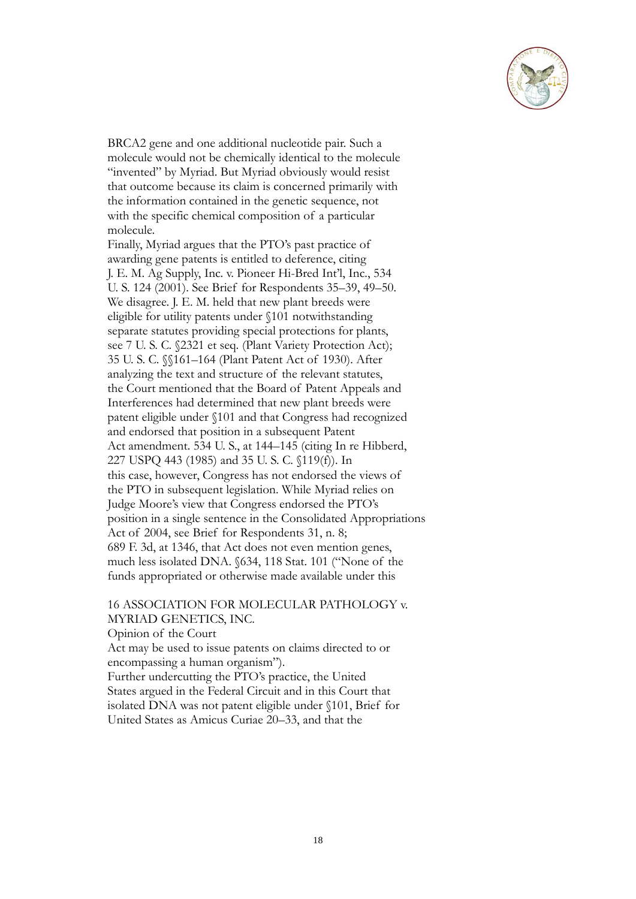BRCA2 gene and one additional nucleotide pair. Such a molecule would not be chemically identical to the molecule "invented" by Myriad. But Myriad obviously would resist that outcome because its claim is concerned primarily with the information contained in the genetic sequence, not with the specific chemical composition of a particular molecule.

Finally, Myriad argues that the PTO's past practice of awarding gene patents is entitled to deference, citing J. E. M. Ag Supply, Inc. v. Pioneer Hi-Bred Int'l, Inc., 534 U. S. 124 (2001). See Brief for Respondents 35–39, 49–50. We disagree. J. E. M. held that new plant breeds were eligible for utility patents under §101 notwithstanding separate statutes providing special protections for plants, see 7 U. S. C. §2321 et seq. (Plant Variety Protection Act); 35 U. S. C. §§161–164 (Plant Patent Act of 1930). After analyzing the text and structure of the relevant statutes, the Court mentioned that the Board of Patent Appeals and Interferences had determined that new plant breeds were patent eligible under §101 and that Congress had recognized and endorsed that position in a subsequent Patent Act amendment. 534 U. S., at 144–145 (citing In re Hibberd, 227 USPQ 443 (1985) and 35 U. S. C. §119(f)). In this case, however, Congress has not endorsed the views of the PTO in subsequent legislation. While Myriad relies on Judge Moore's view that Congress endorsed the PTO's position in a single sentence in the Consolidated Appropriations Act of 2004, see Brief for Respondents 31, n. 8; 689 F. 3d, at 1346, that Act does not even mention genes, much less isolated DNA. §634, 118 Stat. 101 ("None of the funds appropriated or otherwise made available under this

16 ASSOCIATION FOR MOLECULAR PATHOLOGY v. MYRIAD GENETICS, INC.

Opinion of the Court

Act may be used to issue patents on claims directed to or encompassing a human organism").

Further undercutting the PTO's practice, the United States argued in the Federal Circuit and in this Court that isolated DNA was not patent eligible under §101, Brief for United States as Amicus Curiae 20–33, and that the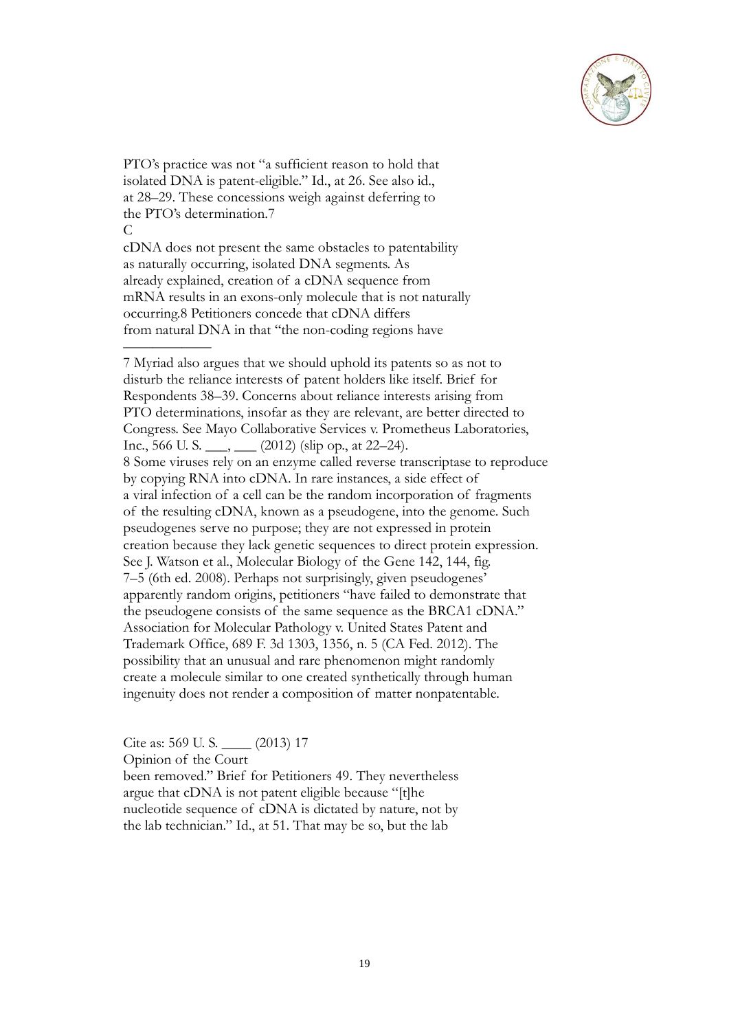PTO's practice was not "a sufficient reason to hold that isolated DNA is patent-eligible." Id., at 26. See also id., at 28–29. These concessions weigh against deferring to the PTO's determination.[7]

C

cDNA does not present the same obstacles to patentability as naturally occurring, isolated DNA segments. As already explained, creation of a cDNA sequence from mRNA results in an exons-only molecule that is not naturally occurring.[8] Petitioners concede that cDNA differs from natural DNA in that "the non-coding regions have

---

[7] Myriad also argues that we should uphold its patents so as not to disturb the reliance interests of patent holders like itself. Brief for Respondents 38–39. Concerns about reliance interests arising from PTO determinations, insofar as they are relevant, are better directed to Congress. See Mayo Collaborative Services v. Prometheus Laboratories, Inc., 566 U. S. ___, ___ (2012) (slip op., at 22–24).

[8] Some viruses rely on an enzyme called reverse transcriptase to reproduce by copying RNA into cDNA. In rare instances, a side effect of a viral infection of a cell can be the random incorporation of fragments of the resulting cDNA, known as a pseudogene, into the genome. Such pseudogenes serve no purpose; they are not expressed in protein creation because they lack genetic sequences to direct protein expression. See J. Watson et al., Molecular Biology of the Gene 142, 144, fig. 7–5 (6th ed. 2008). Perhaps not surprisingly, given pseudogenes' apparently random origins, petitioners "have failed to demonstrate that the pseudogene consists of the same sequence as the BRCA1 cDNA." Association for Molecular Pathology v. United States Patent and Trademark Office, 689 F. 3d 1303, 1356, n. 5 (CA Fed. 2012). The possibility that an unusual and rare phenomenon might randomly create a molecule similar to one created synthetically through human ingenuity does not render a composition of matter nonpatentable.

Cite as: 569 U. S. ____ (2013) 17

Opinion of the Court

been removed." Brief for Petitioners 49. They nevertheless argue that cDNA is not patent eligible because "[t]he nucleotide sequence of cDNA is dictated by nature, not by the lab technician." Id., at 51. That may be so, but the lab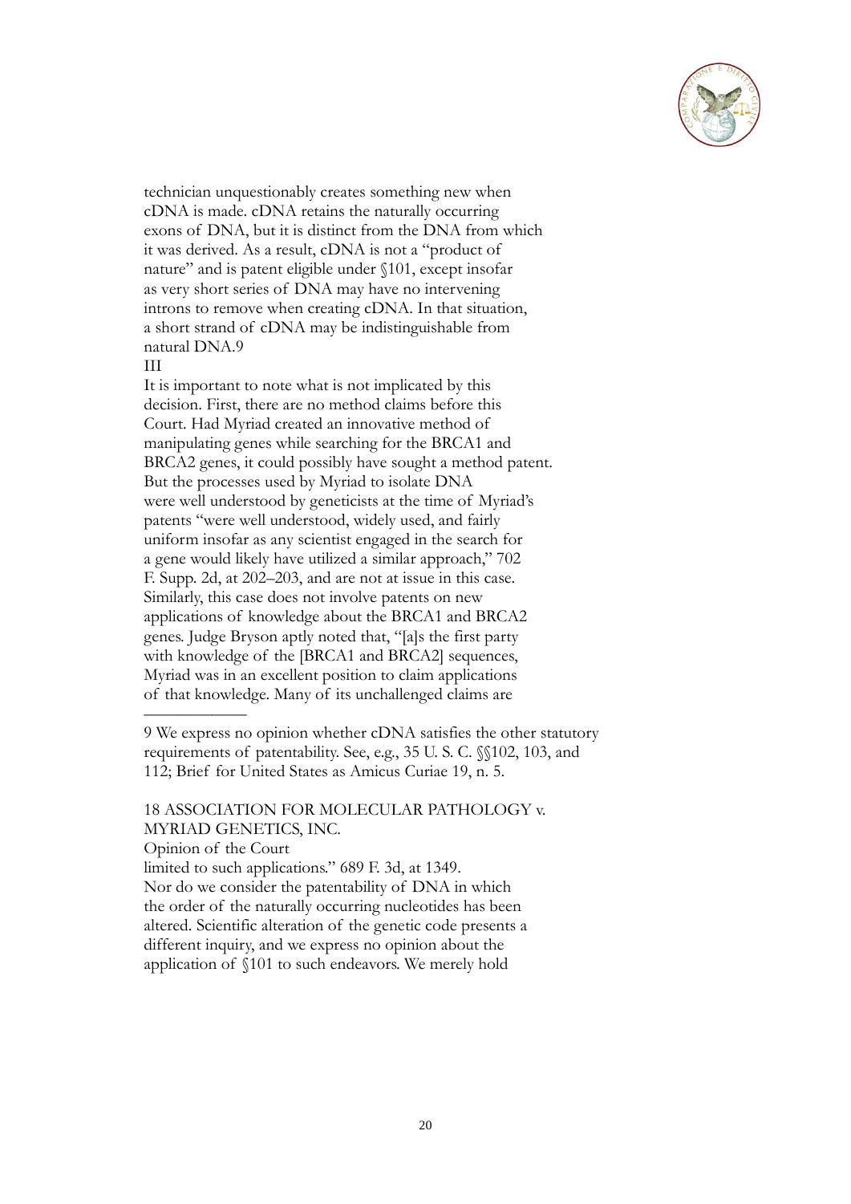technician unquestionably creates something new when cDNA is made. cDNA retains the naturally occurring exons of DNA, but it is distinct from the DNA from which it was derived. As a result, cDNA is not a "product of nature" and is patent eligible under §101, except insofar as very short series of DNA may have no intervening introns to remove when creating cDNA. In that situation, a short strand of cDNA may be indistinguishable from natural DNA.[9]

## III

It is important to note what is not implicated by this decision. First, there are no method claims before this Court. Had Myriad created an innovative method of manipulating genes while searching for the BRCA1 and BRCA2 genes, it could possibly have sought a method patent. But the processes used by Myriad to isolate DNA were well understood by geneticists at the time of Myriad's patents "were well understood, widely used, and fairly uniform insofar as any scientist engaged in the search for a gene would likely have utilized a similar approach," 702 F. Supp. 2d, at 202–203, and are not at issue in this case. Similarly, this case does not involve patents on new applications of knowledge about the BRCA1 and BRCA2 genes. Judge Bryson aptly noted that, "[a]s the first party with knowledge of the [BRCA1 and BRCA2] sequences, Myriad was in an excellent position to claim applications of that knowledge. Many of its unchallenged claims are

---

[9] We express no opinion whether cDNA satisfies the other statutory requirements of patentability. See, e.g., 35 U. S. C. §§102, 103, and 112; Brief for United States as Amicus Curiae 19, n. 5.

18 ASSOCIATION FOR MOLECULAR PATHOLOGY v. MYRIAD GENETICS, INC.

Opinion of the Court

limited to such applications." 689 F. 3d, at 1349.

Nor do we consider the patentability of DNA in which the order of the naturally occurring nucleotides has been altered. Scientific alteration of the genetic code presents a different inquiry, and we express no opinion about the application of §101 to such endeavors. We merely hold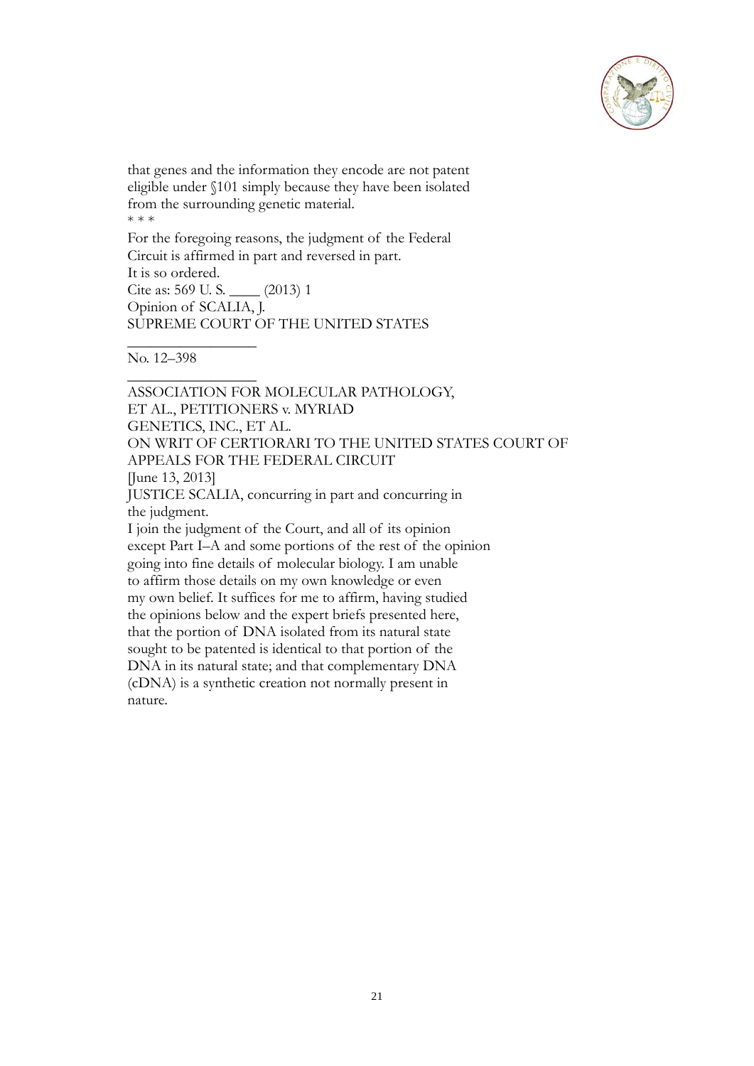that genes and the information they encode are not patent eligible under §101 simply because they have been isolated from the surrounding genetic material.

* * *

For the foregoing reasons, the judgment of the Federal Circuit is affirmed in part and reversed in part.

It is so ordered.

Cite as: 569 U. S. ____ (2013) 1

Opinion of SCALIA, J.

SUPREME COURT OF THE UNITED STATES

_________________

No. 12–398

_________________

ASSOCIATION FOR MOLECULAR PATHOLOGY, ET AL., PETITIONERS v. MYRIAD GENETICS, INC., ET AL.

ON WRIT OF CERTIORARI TO THE UNITED STATES COURT OF APPEALS FOR THE FEDERAL CIRCUIT

[June 13, 2013]

JUSTICE SCALIA, concurring in part and concurring in the judgment.

I join the judgment of the Court, and all of its opinion except Part I–A and some portions of the rest of the opinion going into fine details of molecular biology. I am unable to affirm those details on my own knowledge or even my own belief. It suffices for me to affirm, having studied the opinions below and the expert briefs presented here, that the portion of DNA isolated from its natural state sought to be patented is identical to that portion of the DNA in its natural state; and that complementary DNA (cDNA) is a synthetic creation not normally present in nature.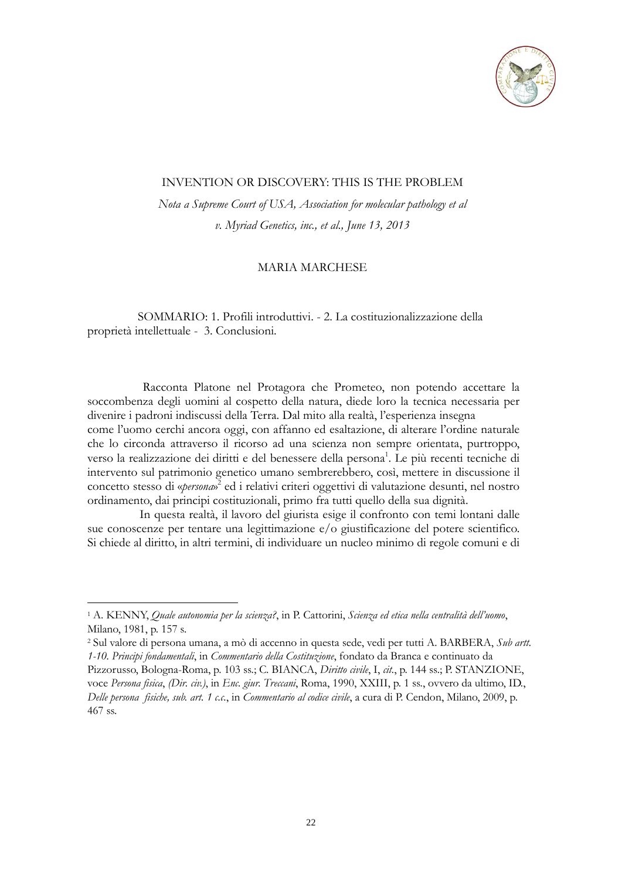INVENTION OR DISCOVERY: THIS IS THE PROBLEM

*Nota a Supreme Court of USA, Association for molecular pathology et al v. Myriad Genetics, inc., et al., June 13, 2013*

MARIA MARCHESE

SOMMARIO: 1. Profili introduttivi. - 2. La costituzionalizzazione della proprietà intellettuale - 3. Conclusioni.

Racconta Platone nel Protagora che Prometeo, non potendo accettare la soccombenza degli uomini al cospetto della natura, diede loro la tecnica necessaria per divenire i padroni indiscussi della Terra. Dal mito alla realtà, l'esperienza insegna come l'uomo cerchi ancora oggi, con affanno ed esaltazione, di alterare l'ordine naturale che lo circonda attraverso il ricorso ad una scienza non sempre orientata, purtroppo, verso la realizzazione dei diritti e del benessere della persona[1]. Le più recenti tecniche di intervento sul patrimonio genetico umano sembrerebbero, così, mettere in discussione il concetto stesso di «*persona*»[2] ed i relativi criteri oggettivi di valutazione desunti, nel nostro ordinamento, dai principi costituzionali, primo fra tutti quello della sua dignità.

In questa realtà, il lavoro del giurista esige il confronto con temi lontani dalle sue conoscenze per tentare una legittimazione e/o giustificazione del potere scientifico. Si chiede al diritto, in altri termini, di individuare un nucleo minimo di regole comuni e di

---

[1] A. KENNY, *Quale autonomia per la scienza?*, in P. Cattorini, *Scienza ed etica nella centralità dell'uomo*, Milano, 1981, p. 157 s.

[2] Sul valore di persona umana, a mò di accenno in questa sede, vedi per tutti A. BARBERA, *Sub artt. 1-10. Principi fondamentali*, in *Commentario della Costituzione*, fondato da Branca e continuato da Pizzorusso, Bologna-Roma, p. 103 ss.; C. BIANCA, *Diritto civile*, I, *cit.*, p. 144 ss.; P. STANZIONE, voce *Persona fisica*, *(Dir. civ.)*, in *Enc. giur. Treccani*, Roma, 1990, XXIII, p. 1 ss., ovvero da ultimo, ID., *Delle persona fisiche, sub. art. 1 c.c.*, in *Commentario al codice civile*, a cura di P. Cendon, Milano, 2009, p. 467 ss.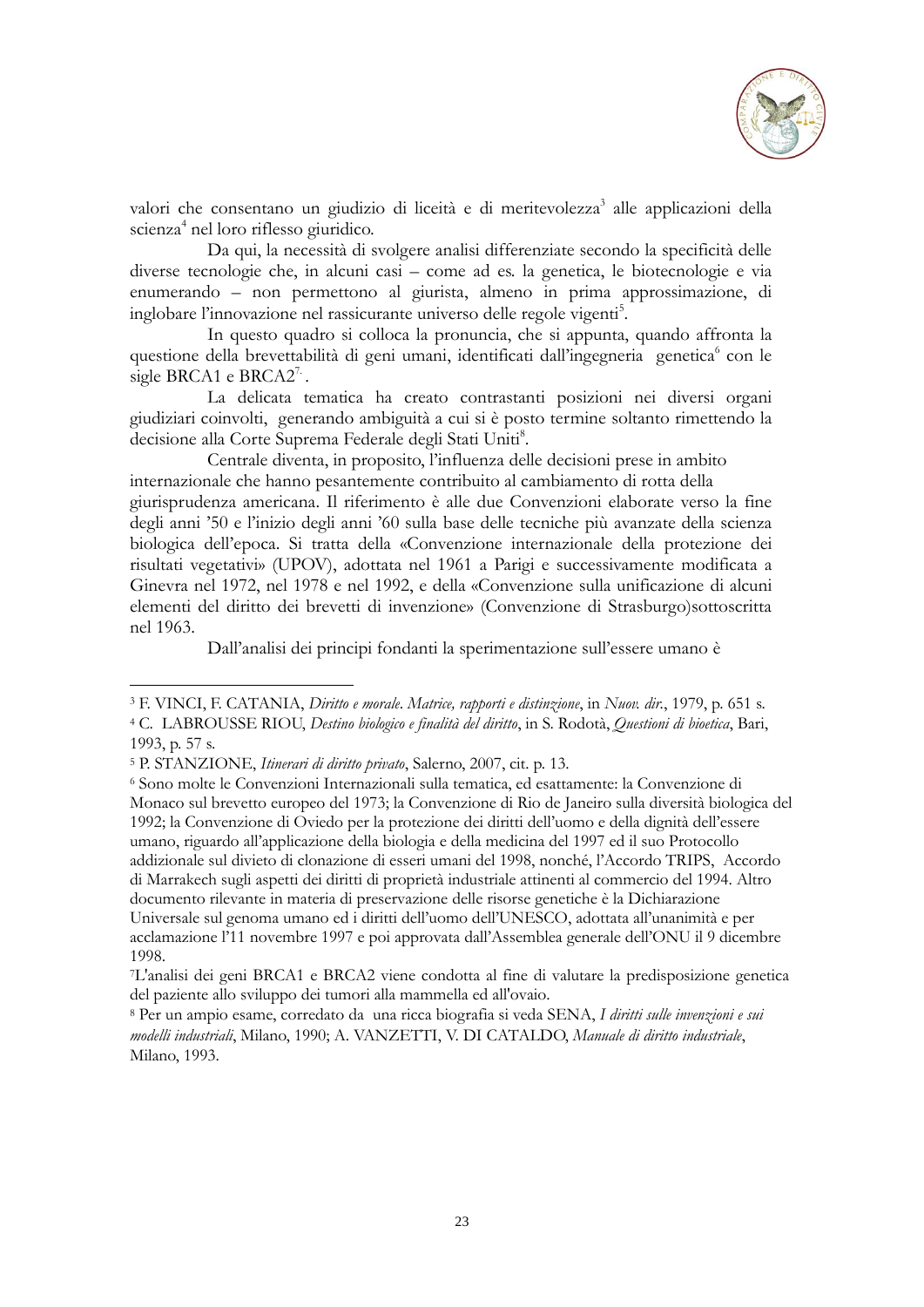valori che consentano un giudizio di liceità e di meritevolezza[3] alle applicazioni della scienza[4] nel loro riflesso giuridico.

Da qui, la necessità di svolgere analisi differenziate secondo la specificità delle diverse tecnologie che, in alcuni casi – come ad es. la genetica, le biotecnologie e via enumerando – non permettono al giurista, almeno in prima approssimazione, di inglobare l'innovazione nel rassicurante universo delle regole vigenti[5].

In questo quadro si colloca la pronuncia, che si appunta, quando affronta la questione della brevettabilità di geni umani, identificati dall'ingegneria genetica[6] con le sigle BRCA1 e BRCA2[7].

La delicata tematica ha creato contrastanti posizioni nei diversi organi giudiziari coinvolti, generando ambiguità a cui si è posto termine soltanto rimettendo la decisione alla Corte Suprema Federale degli Stati Uniti[8].

Centrale diventa, in proposito, l'influenza delle decisioni prese in ambito internazionale che hanno pesantemente contribuito al cambiamento di rotta della giurisprudenza americana. Il riferimento è alle due Convenzioni elaborate verso la fine degli anni '50 e l'inizio degli anni '60 sulla base delle tecniche più avanzate della scienza biologica dell'epoca. Si tratta della «Convenzione internazionale della protezione dei risultati vegetativi» (UPOV), adottata nel 1961 a Parigi e successivamente modificata a Ginevra nel 1972, nel 1978 e nel 1992, e della «Convenzione sulla unificazione di alcuni elementi del diritto dei brevetti di invenzione» (Convenzione di Strasburgo)sottoscritta nel 1963.

Dall'analisi dei principi fondanti la sperimentazione sull'essere umano è

---

[3] F. VINCI, F. CATANIA, *Diritto e morale. Matrice, rapporti e distinzione*, in *Nuov. dir.*, 1979, p. 651 s.

[4] C. LABROUSSE RIOU, *Destino biologico e finalità del diritto*, in S. Rodotà, *Questioni di bioetica*, Bari, 1993, p. 57 s.

[5] P. STANZIONE, *Itinerari di diritto privato*, Salerno, 2007, cit. p. 13.

[6] Sono molte le Convenzioni Internazionali sulla tematica, ed esattamente: la Convenzione di Monaco sul brevetto europeo del 1973; la Convenzione di Rio de Janeiro sulla diversità biologica del 1992; la Convenzione di Oviedo per la protezione dei diritti dell'uomo e della dignità dell'essere umano, riguardo all'applicazione della biologia e della medicina del 1997 ed il suo Protocollo addizionale sul divieto di clonazione di esseri umani del 1998, nonché, l'Accordo TRIPS, Accordo di Marrakech sugli aspetti dei diritti di proprietà industriale attinenti al commercio del 1994. Altro documento rilevante in materia di preservazione delle risorse genetiche è la Dichiarazione Universale sul genoma umano ed i diritti dell'uomo dell'UNESCO, adottata all'unanimità e per acclamazione l'11 novembre 1997 e poi approvata dall'Assemblea generale dell'ONU il 9 dicembre 1998.

[7] L'analisi dei geni BRCA1 e BRCA2 viene condotta al fine di valutare la predisposizione genetica del paziente allo sviluppo dei tumori alla mammella ed all'ovaio.

[8] Per un ampio esame, corredato da una ricca biografia si veda SENA, *I diritti sulle invenzioni e sui modelli industriali*, Milano, 1990; A. VANZETTI, V. DI CATALDO, *Manuale di diritto industriale*, Milano, 1993.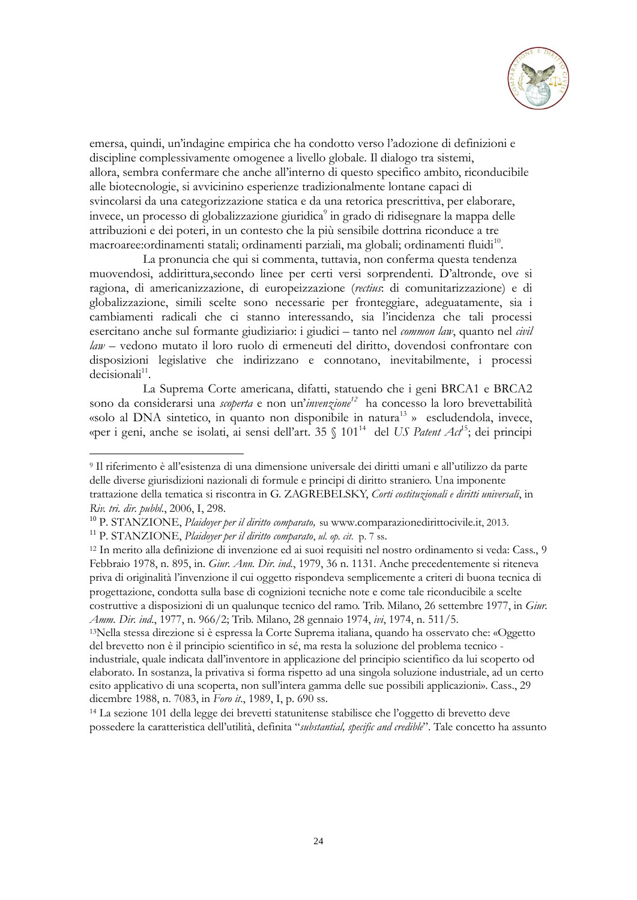emersa, quindi, un'indagine empirica che ha condotto verso l'adozione di definizioni e discipline complessivamente omogenee a livello globale. Il dialogo tra sistemi, allora, sembra confermare che anche all'interno di questo specifico ambito, riconducibile alle biotecnologie, si avvicinino esperienze tradizionalmente lontane capaci di svincolarsi da una categorizzazione statica e da una retorica prescrittiva, per elaborare, invece, un processo di globalizzazione giuridica[9] in grado di ridisegnare la mappa delle attribuzioni e dei poteri, in un contesto che la più sensibile dottrina riconduce a tre macroaree:ordinamenti statali; ordinamenti parziali, ma globali; ordinamenti fluidi[10].

La pronuncia che qui si commenta, tuttavia, non conferma questa tendenza muovendosi, addirittura,secondo linee per certi versi sorprendenti. D'altronde, ove si ragiona, di americanizzazione, di europeizzazione (*rectius*: di comunitarizzazione) e di globalizzazione, simili scelte sono necessarie per fronteggiare, adeguatamente, sia i cambiamenti radicali che ci stanno interessando, sia l'incidenza che tali processi esercitano anche sul formante giudiziario: i giudici – tanto nel *common law*, quanto nel *civil law* – vedono mutato il loro ruolo di ermeneuti del diritto, dovendosi confrontare con disposizioni legislative che indirizzano e connotano, inevitabilmente, i processi decisionali[11].

La Suprema Corte americana, difatti, statuendo che i geni BRCA1 e BRCA2 sono da considerarsi una *scoperta* e non un'*invenzione*[12] ha concesso la loro brevettabilità «solo al DNA sintetico, in quanto non disponibile in natura[13] » escludendola, invece, «per i geni, anche se isolati, ai sensi dell'art. 35 § 101[14] del *US Patent Act*[15]; dei principi

---

[9] Il riferimento è all'esistenza di una dimensione universale dei diritti umani e all'utilizzo da parte delle diverse giurisdizioni nazionali di formule e principi di diritto straniero. Una imponente trattazione della tematica si riscontra in G. ZAGREBELSKY, *Corti costituzionali e diritti universali*, in *Riv. tri. dir. pubbl.*, 2006, I, 298.

[10] P. STANZIONE, *Plaidoyer per il diritto comparato,* su www.comparazionedirittocivile.it, 2013.

[11] P. STANZIONE, *Plaidoyer per il diritto comparato*, *ul. op. cit.* p. 7 ss.

[12] In merito alla definizione di invenzione ed ai suoi requisiti nel nostro ordinamento si veda: Cass., 9 Febbraio 1978, n. 895, in. *Giur. Ann. Dir. ind.*, 1979, 36 n. 1131. Anche precedentemente si riteneva priva di originalità l'invenzione il cui oggetto rispondeva semplicemente a criteri di buona tecnica di progettazione, condotta sulla base di cognizioni tecniche note e come tale riconducibile a scelte costruttive a disposizioni di un qualunque tecnico del ramo. Trib. Milano, 26 settembre 1977, in *Giur. Amm. Dir. ind.*, 1977, n. 966/2; Trib. Milano, 28 gennaio 1974, *ivi*, 1974, n. 511/5.

[13]Nella stessa direzione si è espressa la Corte Suprema italiana, quando ha osservato che: «Oggetto del brevetto non è il principio scientifico in sé, ma resta la soluzione del problema tecnico - industriale, quale indicata dall'inventore in applicazione del principio scientifico da lui scoperto od elaborato. In sostanza, la privativa si forma rispetto ad una singola soluzione industriale, ad un certo esito applicativo di una scoperta, non sull'intera gamma delle sue possibili applicazioni». Cass., 29 dicembre 1988, n. 7083, in *Foro it.*, 1989, I, p. 690 ss.

[14] La sezione 101 della legge dei brevetti statunitense stabilisce che l'oggetto di brevetto deve possedere la caratteristica dell'utilità, definita "*substantial, specific and credible*". Tale concetto ha assunto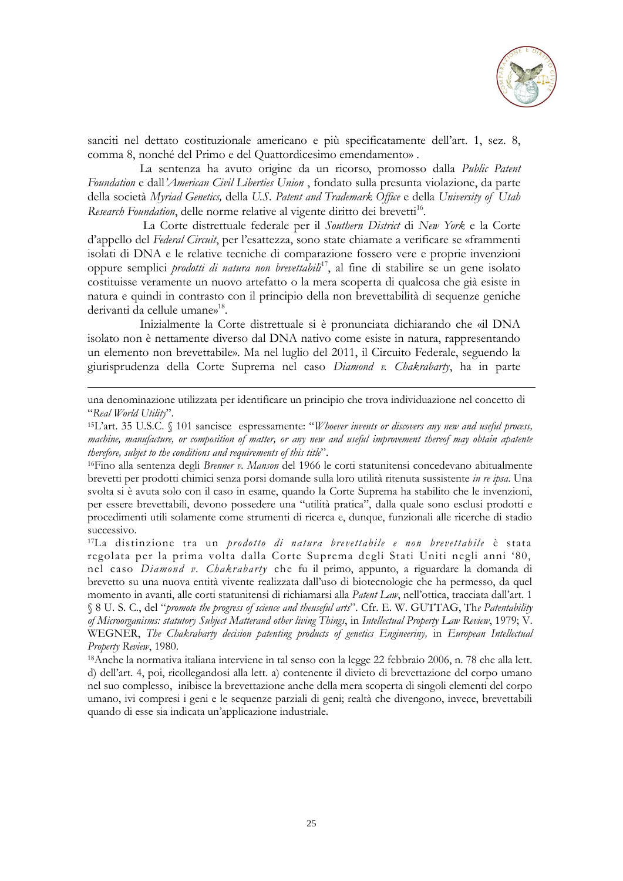sanciti nel dettato costituzionale americano e più specificatamente dell'art. 1, sez. 8, comma 8, nonché del Primo e del Quattordicesimo emendamento» .

La sentenza ha avuto origine da un ricorso, promosso dalla *Public Patent Foundation* e dall'*American Civil Liberties Union* , fondato sulla presunta violazione, da parte della società *Myriad Genetics,* della *U.S. Patent and Trademark Office* e della *University of Utah Research Foundation*, delle norme relative al vigente diritto dei brevetti[16].

La Corte distrettuale federale per il *Southern District* di *New York* e la Corte d'appello del *Federal Circuit*, per l'esattezza, sono state chiamate a verificare se «frammenti isolati di DNA e le relative tecniche di comparazione fossero vere e proprie invenzioni oppure semplici *prodotti di natura non brevettabili*[17], al fine di stabilire se un gene isolato costituisse veramente un nuovo artefatto o la mera scoperta di qualcosa che già esiste in natura e quindi in contrasto con il principio della non brevettabilità di sequenze geniche derivanti da cellule umane»[18].

Inizialmente la Corte distrettuale si è pronunciata dichiarando che «il DNA isolato non è nettamente diverso dal DNA nativo come esiste in natura, rappresentando un elemento non brevettabile». Ma nel luglio del 2011, il Circuito Federale, seguendo la giurisprudenza della Corte Suprema nel caso *Diamond v. Chakrabarty*, ha in parte

---

una denominazione utilizzata per identificare un principio che trova individuazione nel concetto di "*Real World Utility*".

[15] L'art. 35 U.S.C. § 101 sancisce espressamente: "*Whoever invents or discovers any new and useful process, machine, manufacture, or composition of matter, or any new and useful improvement thereof may obtain apatente therefore, subjet to the conditions and requirements of this title*".

[16] Fino alla sentenza degli *Brenner v. Manson* del 1966 le corti statunitensi concedevano abitualmente brevetti per prodotti chimici senza porsi domande sulla loro utilità ritenuta sussistente *in re ipsa*. Una svolta si è avuta solo con il caso in esame, quando la Corte Suprema ha stabilito che le invenzioni, per essere brevettabili, devono possedere una "utilità pratica", dalla quale sono esclusi prodotti e procedimenti utili solamente come strumenti di ricerca e, dunque, funzionali alle ricerche di stadio successivo.

[17] La distinzione tra un *prodotto di natura brevettabile e non brevettabile* è stata regolata per la prima volta dalla Corte Suprema degli Stati Uniti negli anni '80, nel caso *Diamond v. Chakrabarty* che fu il primo, appunto, a riguardare la domanda di brevetto su una nuova entità vivente realizzata dall'uso di biotecnologie che ha permesso, da quel momento in avanti, alle corti statunitensi di richiamarsi alla *Patent Law*, nell'ottica, tracciata dall'art. 1 § 8 U. S. C., del "*promote the progress of science and theuseful arts*". Cfr. E. W. GUTTAG, Th*e Patentability of Microorganisms: statutory Subject Matterand other living Things*, in *Intellectual Property Law Review*, 1979; V. WEGNER, *The Chakrabarty decision patenting products of genetics Engineeriny,* in *European Intellectual Property Review*, 1980.

[18] Anche la normativa italiana interviene in tal senso con la legge 22 febbraio 2006, n. 78 che alla lett. d) dell'art. 4, poi, ricollegandosi alla lett. a) contenente il divieto di brevettazione del corpo umano nel suo complesso, inibisce la brevettazione anche della mera scoperta di singoli elementi del corpo umano, ivi compresi i geni e le sequenze parziali di geni; realtà che divengono, invece, brevettabili quando di esse sia indicata un'applicazione industriale.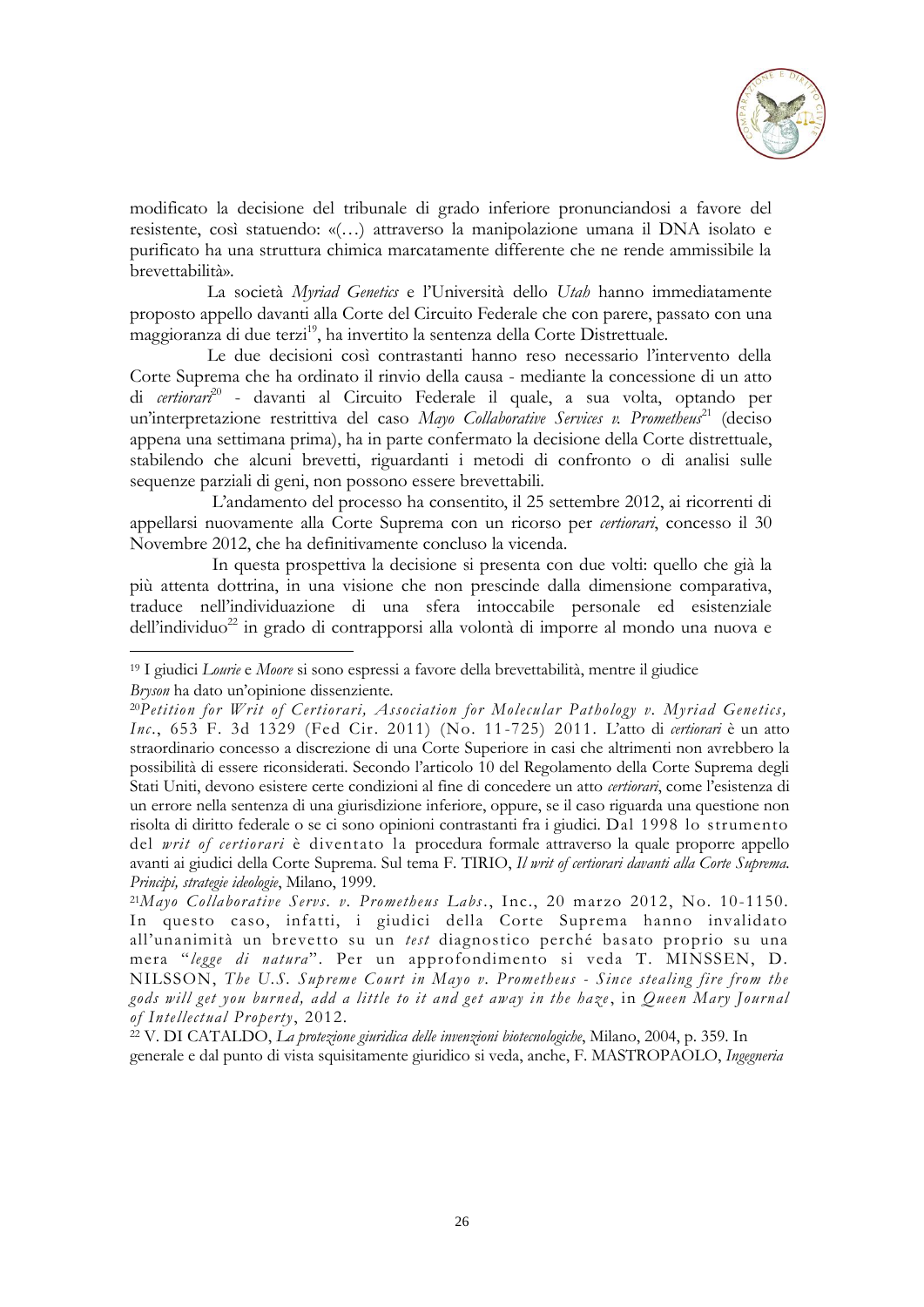modificato la decisione del tribunale di grado inferiore pronunciandosi a favore del resistente, così statuendo: «(…) attraverso la manipolazione umana il DNA isolato e purificato ha una struttura chimica marcatamente differente che ne rende ammissibile la brevettabilità».

La società *Myriad Genetics* e l'Università dello *Utah* hanno immediatamente proposto appello davanti alla Corte del Circuito Federale che con parere, passato con una maggioranza di due terzi[19], ha invertito la sentenza della Corte Distrettuale.

Le due decisioni così contrastanti hanno reso necessario l'intervento della Corte Suprema che ha ordinato il rinvio della causa - mediante la concessione di un atto di *certiorari*[20] - davanti al Circuito Federale il quale, a sua volta, optando per un'interpretazione restrittiva del caso *Mayo Collaborative Services v. Prometheus*[21] (deciso appena una settimana prima), ha in parte confermato la decisione della Corte distrettuale, stabilendo che alcuni brevetti, riguardanti i metodi di confronto o di analisi sulle sequenze parziali di geni, non possono essere brevettabili.

L'andamento del processo ha consentito, il 25 settembre 2012, ai ricorrenti di appellarsi nuovamente alla Corte Suprema con un ricorso per *certiorari*, concesso il 30 Novembre 2012, che ha definitivamente concluso la vicenda.

In questa prospettiva la decisione si presenta con due volti: quello che già la più attenta dottrina, in una visione che non prescinde dalla dimensione comparativa, traduce nell'individuazione di una sfera intoccabile personale ed esistenziale dell'individuo[22] in grado di contrapporsi alla volontà di imporre al mondo una nuova e

---

[19] I giudici *Lourie* e *Moore* si sono espressi a favore della brevettabilità, mentre il giudice *Bryson* ha dato un'opinione dissenziente.

[20] *Petition for Writ of Certiorari, Association for Molecular Pathology v. Myriad Genetics, Inc.*, 653 F. 3d 1329 (Fed Cir. 2011) (No. 11-725) 2011. L'atto di *certiorari* è un atto straordinario concesso a discrezione di una Corte Superiore in casi che altrimenti non avrebbero la possibilità di essere riconsiderati. Secondo l'articolo 10 del Regolamento della Corte Suprema degli Stati Uniti, devono esistere certe condizioni al fine di concedere un atto *certiorari*, come l'esistenza di un errore nella sentenza di una giurisdizione inferiore, oppure, se il caso riguarda una questione non risolta di diritto federale o se ci sono opinioni contrastanti fra i giudici. Dal 1998 lo strumento del *writ of certiorari* è diventato la procedura formale attraverso la quale proporre appello avanti ai giudici della Corte Suprema. Sul tema F. TIRIO, *Il writ of certiorari davanti alla Corte Suprema. Principi, strategie ideologie*, Milano, 1999.

[21] *Mayo Collaborative Servs. v. Prometheus Labs.*, Inc., 20 marzo 2012, No. 10-1150. In questo caso, infatti, i giudici della Corte Suprema hanno invalidato all'unanimità un brevetto su un *test* diagnostico perché basato proprio su una mera "*legge di natura*". Per un approfondimento si veda T. MINSSEN, D. NILSSON, *The U.S. Supreme Court in Mayo v. Prometheus - Since stealing fire from the gods will get you burned, add a little to it and get away in the haze*, in *Queen Mary Journal of Intellectual Property*, 2012.

[22] V. DI CATALDO, *La protezione giuridica delle invenzioni biotecnologiche*, Milano, 2004, p. 359. In generale e dal punto di vista squisitamente giuridico si veda, anche, F. MASTROPAOLO, *Ingegneria*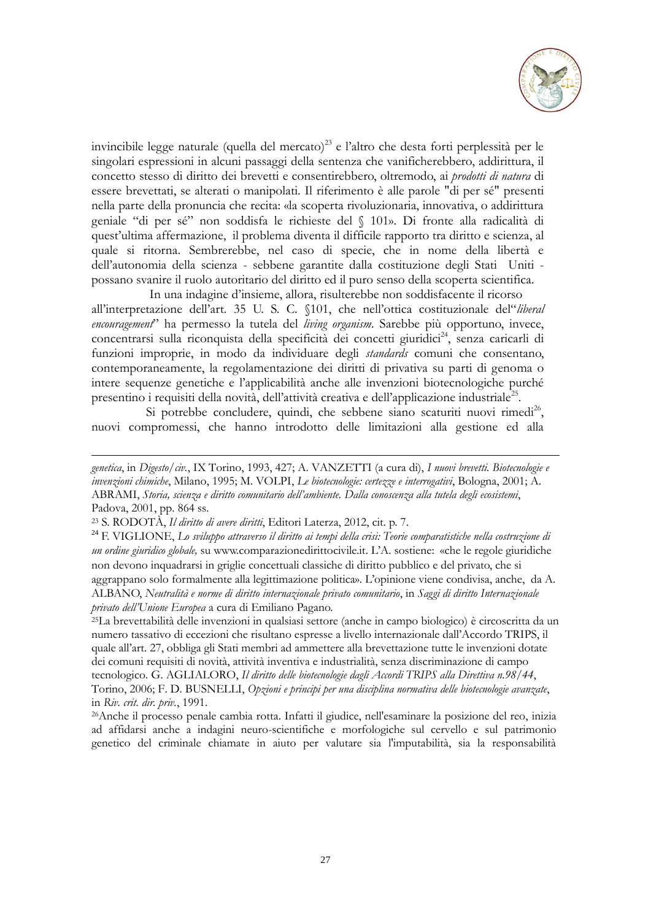invincibile legge naturale (quella del mercato)[23] e l'altro che desta forti perplessità per le singolari espressioni in alcuni passaggi della sentenza che vanificherebbero, addirittura, il concetto stesso di diritto dei brevetti e consentirebbero, oltremodo, ai *prodotti di natura* di essere brevettati, se alterati o manipolati. Il riferimento è alle parole "di per sé" presenti nella parte della pronuncia che recita: «la scoperta rivoluzionaria, innovativa, o addirittura geniale "di per sé" non soddisfa le richieste del § 101». Di fronte alla radicalità di quest'ultima affermazione, il problema diventa il difficile rapporto tra diritto e scienza, al quale si ritorna. Sembrerebbe, nel caso di specie, che in nome della libertà e dell'autonomia della scienza - sebbene garantite dalla costituzione degli Stati Uniti - possano svanire il ruolo autoritario del diritto ed il puro senso della scoperta scientifica.

In una indagine d'insieme, allora, risulterebbe non soddisfacente il ricorso all'interpretazione dell'art. 35 U. S. C. §101, che nell'ottica costituzionale del"*liberal encouragement*" ha permesso la tutela del *living organism*. Sarebbe più opportuno, invece, concentrarsi sulla riconquista della specificità dei concetti giuridici[24], senza caricarli di funzioni improprie, in modo da individuare degli *standards* comuni che consentano, contemporaneamente, la regolamentazione dei diritti di privativa su parti di genoma o intere sequenze genetiche e l'applicabilità anche alle invenzioni biotecnologiche purché presentino i requisiti della novità, dell'attività creativa e dell'applicazione industriale[25].

Si potrebbe concludere, quindi, che sebbene siano scaturiti nuovi rimedi[26], nuovi compromessi, che hanno introdotto delle limitazioni alla gestione ed alla

---

*genetica*, in *Digesto/civ.*, IX Torino, 1993, 427; A. VANZETTI (a cura di), *I nuovi brevetti. Biotecnologie e invenzioni chimiche*, Milano, 1995; M. VOLPI, *Le biotecnologie: certezze e interrogativi*, Bologna, 2001; A. ABRAMI, *Storia, scienza e diritto comunitario dell'ambiente. Dalla conoscenza alla tutela degli ecosistemi*, Padova, 2001, pp. 864 ss.

[23] S. RODOTÀ, *Il diritto di avere diritti*, Editori Laterza, 2012, cit. p. 7.

[24] F. VIGLIONE, *Lo sviluppo attraverso il diritto ai tempi della crisi: Teorie comparatistiche nella costruzione di un ordine giuridico globale,* su www.comparazionedirittocivile.it. L'A. sostiene: «che le regole giuridiche non devono inquadrarsi in griglie concettuali classiche di diritto pubblico e del privato, che si aggrappano solo formalmente alla legittimazione politica». L'opinione viene condivisa, anche, da A. ALBANO, *Neutralità e norme di diritto internazionale privato comunitario*, in *Saggi di diritto Internazionale privato dell'Unione Europea* a cura di Emiliano Pagano.

[25] La brevettabilità delle invenzioni in qualsiasi settore (anche in campo biologico) è circoscritta da un numero tassativo di eccezioni che risultano espresse a livello internazionale dall'Accordo TRIPS, il quale all'art. 27, obbliga gli Stati membri ad ammettere alla brevettazione tutte le invenzioni dotate dei comuni requisiti di novità, attività inventiva e industrialità, senza discriminazione di campo tecnologico. G. AGLIALORO, *Il diritto delle biotecnologie dagli Accordi TRIPS alla Direttiva n.98/44*, Torino, 2006; F. D. BUSNELLI, *Opzioni e principi per una disciplina normativa delle biotecnologie avanzate*, in *Riv. crit. dir. priv.*, 1991.

[26] Anche il processo penale cambia rotta. Infatti il giudice, nell'esaminare la posizione del reo, inizia ad affidarsi anche a indagini neuro-scientifiche e morfologiche sul cervello e sul patrimonio genetico del criminale chiamate in aiuto per valutare sia l'imputabilità, sia la responsabilità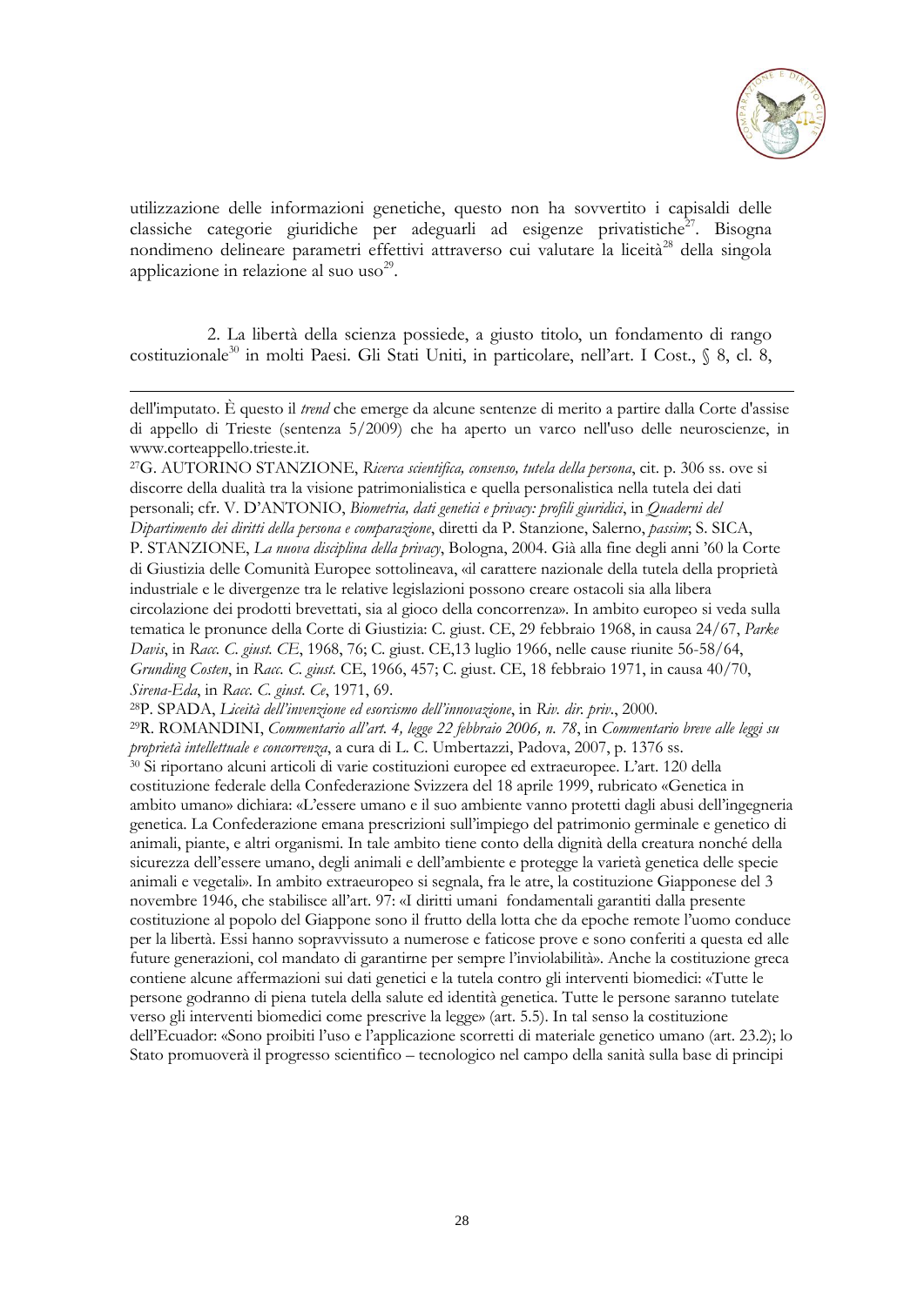utilizzazione delle informazioni genetiche, questo non ha sovvertito i capisaldi delle classiche categorie giuridiche per adeguarli ad esigenze privatistiche[27]. Bisogna nondimeno delineare parametri effettivi attraverso cui valutare la liceità[28] della singola applicazione in relazione al suo uso[29].

2. La libertà della scienza possiede, a giusto titolo, un fondamento di rango costituzionale[30] in molti Paesi. Gli Stati Uniti, in particolare, nell'art. I Cost., § 8, cl. 8,

---

dell'imputato. È questo il *trend* che emerge da alcune sentenze di merito a partire dalla Corte d'assise di appello di Trieste (sentenza 5/2009) che ha aperto un varco nell'uso delle neuroscienze, in www.corteappello.trieste.it.

[27] G. AUTORINO STANZIONE, *Ricerca scientifica, consenso, tutela della persona*, cit. p. 306 ss. ove si discorre della dualità tra la visione patrimonialistica e quella personalistica nella tutela dei dati personali; cfr. V. D'ANTONIO, *Biometria, dati genetici e privacy: profili giuridici*, in *Quaderni del Dipartimento dei diritti della persona e comparazione*, diretti da P. Stanzione, Salerno, *passim*; S. SICA, P. STANZIONE, *La nuova disciplina della privacy*, Bologna, 2004. Già alla fine degli anni '60 la Corte di Giustizia delle Comunità Europee sottolineava, «il carattere nazionale della tutela della proprietà industriale e le divergenze tra le relative legislazioni possono creare ostacoli sia alla libera circolazione dei prodotti brevettati, sia al gioco della concorrenza». In ambito europeo si veda sulla tematica le pronunce della Corte di Giustizia: C. giust. CE, 29 febbraio 1968, in causa 24/67, *Parke Davis*, in *Racc. C. giust. CE*, 1968, 76; C. giust. CE,13 luglio 1966, nelle cause riunite 56-58/64, *Grunding Costen*, in *Racc. C. giust.* CE, 1966, 457; C. giust. CE, 18 febbraio 1971, in causa 40/70, *Sirena-Eda*, in *Racc. C. giust. Ce*, 1971, 69.

[28] P. SPADA, *Liceità dell'invenzione ed esorcismo dell'innovazione*, in *Riv. dir. priv.*, 2000.

[29] R. ROMANDINI, *Commentario all'art. 4, legge 22 febbraio 2006, n. 78*, in *Commentario breve alle leggi su proprietà intellettuale e concorrenza*, a cura di L. C. Umbertazzi, Padova, 2007, p. 1376 ss.

[30] Si riportano alcuni articoli di varie costituzioni europee ed extraeuropee. L'art. 120 della costituzione federale della Confederazione Svizzera del 18 aprile 1999, rubricato «Genetica in ambito umano» dichiara: «L'essere umano e il suo ambiente vanno protetti dagli abusi dell'ingegneria genetica. La Confederazione emana prescrizioni sull'impiego del patrimonio germinale e genetico di animali, piante, e altri organismi. In tale ambito tiene conto della dignità della creatura nonché della sicurezza dell'essere umano, degli animali e dell'ambiente e protegge la varietà genetica delle specie animali e vegetali». In ambito extraeuropeo si segnala, fra le atre, la costituzione Giapponese del 3 novembre 1946, che stabilisce all'art. 97: «I diritti umani fondamentali garantiti dalla presente costituzione al popolo del Giappone sono il frutto della lotta che da epoche remote l'uomo conduce per la libertà. Essi hanno sopravvissuto a numerose e faticose prove e sono conferiti a questa ed alle future generazioni, col mandato di garantirne per sempre l'inviolabilità». Anche la costituzione greca contiene alcune affermazioni sui dati genetici e la tutela contro gli interventi biomedici: «Tutte le persone godranno di piena tutela della salute ed identità genetica. Tutte le persone saranno tutelate verso gli interventi biomedici come prescrive la legge» (art. 5.5). In tal senso la costituzione dell'Ecuador: «Sono proibiti l'uso e l'applicazione scorretti di materiale genetico umano (art. 23.2); lo Stato promuoverà il progresso scientifico – tecnologico nel campo della sanità sulla base di principi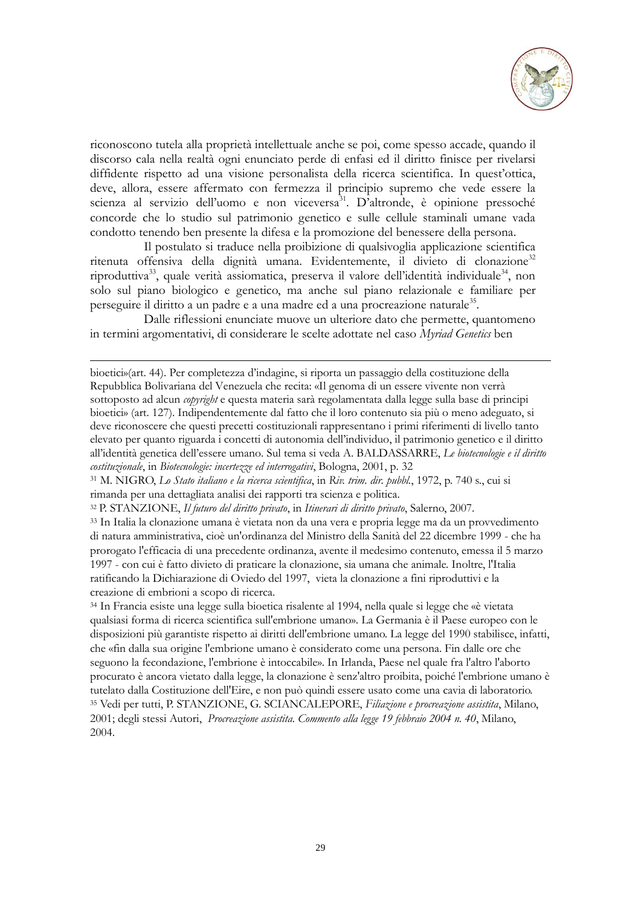riconoscono tutela alla proprietà intellettuale anche se poi, come spesso accade, quando il discorso cala nella realtà ogni enunciato perde di enfasi ed il diritto finisce per rivelarsi diffidente rispetto ad una visione personalista della ricerca scientifica. In quest'ottica, deve, allora, essere affermato con fermezza il principio supremo che vede essere la scienza al servizio dell'uomo e non viceversa[31]. D'altronde, è opinione pressoché concorde che lo studio sul patrimonio genetico e sulle cellule staminali umane vada condotto tenendo ben presente la difesa e la promozione del benessere della persona.

Il postulato si traduce nella proibizione di qualsivoglia applicazione scientifica ritenuta offensiva della dignità umana. Evidentemente, il divieto di clonazione[32] riproduttiva[33], quale verità assiomatica, preserva il valore dell'identità individuale[34], non solo sul piano biologico e genetico, ma anche sul piano relazionale e familiare per perseguire il diritto a un padre e a una madre ed a una procreazione naturale[35].

Dalle riflessioni enunciate muove un ulteriore dato che permette, quantomeno in termini argomentativi, di considerare le scelte adottate nel caso *Myriad Genetics* ben

---

bioetici»(art. 44). Per completezza d'indagine, si riporta un passaggio della costituzione della Repubblica Bolivariana del Venezuela che recita: «Il genoma di un essere vivente non verrà sottoposto ad alcun *copyright* e questa materia sarà regolamentata dalla legge sulla base di principi bioetici» (art. 127). Indipendentemente dal fatto che il loro contenuto sia più o meno adeguato, si deve riconoscere che questi precetti costituzionali rappresentano i primi riferimenti di livello tanto elevato per quanto riguarda i concetti di autonomia dell'individuo, il patrimonio genetico e il diritto all'identità genetica dell'essere umano. Sul tema si veda A. BALDASSARRE, *Le biotecnologie e il diritto costituzionale*, in *Biotecnologie: incertezze ed interrogativi*, Bologna, 2001, p. 32

[31] M. NIGRO, *Lo Stato italiano e la ricerca scientifica*, in *Riv. trim. dir. pubbl.*, 1972, p. 740 s., cui si rimanda per una dettagliata analisi dei rapporti tra scienza e politica.

[32] P. STANZIONE, *Il futuro del diritto privato*, in *Itinerari di diritto privato*, Salerno, 2007.

[33] In Italia la clonazione umana è vietata non da una vera e propria legge ma da un provvedimento di natura amministrativa, cioè un'ordinanza del Ministro della Sanità del 22 dicembre 1999 - che ha prorogato l'efficacia di una precedente ordinanza, avente il medesimo contenuto, emessa il 5 marzo 1997 - con cui è fatto divieto di praticare la clonazione, sia umana che animale. Inoltre, l'Italia ratificando la Dichiarazione di Oviedo del 1997, vieta la clonazione a fini riproduttivi e la creazione di embrioni a scopo di ricerca.

[34] In Francia esiste una legge sulla bioetica risalente al 1994, nella quale si legge che «è vietata qualsiasi forma di ricerca scientifica sull'embrione umano». La Germania è il Paese europeo con le disposizioni più garantiste rispetto ai diritti dell'embrione umano. La legge del 1990 stabilisce, infatti, che «fin dalla sua origine l'embrione umano è considerato come una persona. Fin dalle ore che seguono la fecondazione, l'embrione è intoccabile». In Irlanda, Paese nel quale fra l'altro l'aborto procurato è ancora vietato dalla legge, la clonazione è senz'altro proibita, poiché l'embrione umano è tutelato dalla Costituzione dell'Eire, e non può quindi essere usato come una cavia di laboratorio.

[35] Vedi per tutti, P. STANZIONE, G. SCIANCALEPORE, *Filiazione e procreazione assistita*, Milano, 2001; degli stessi Autori, *Procreazione assistita. Commento alla legge 19 febbraio 2004 n. 40*, Milano, 2004.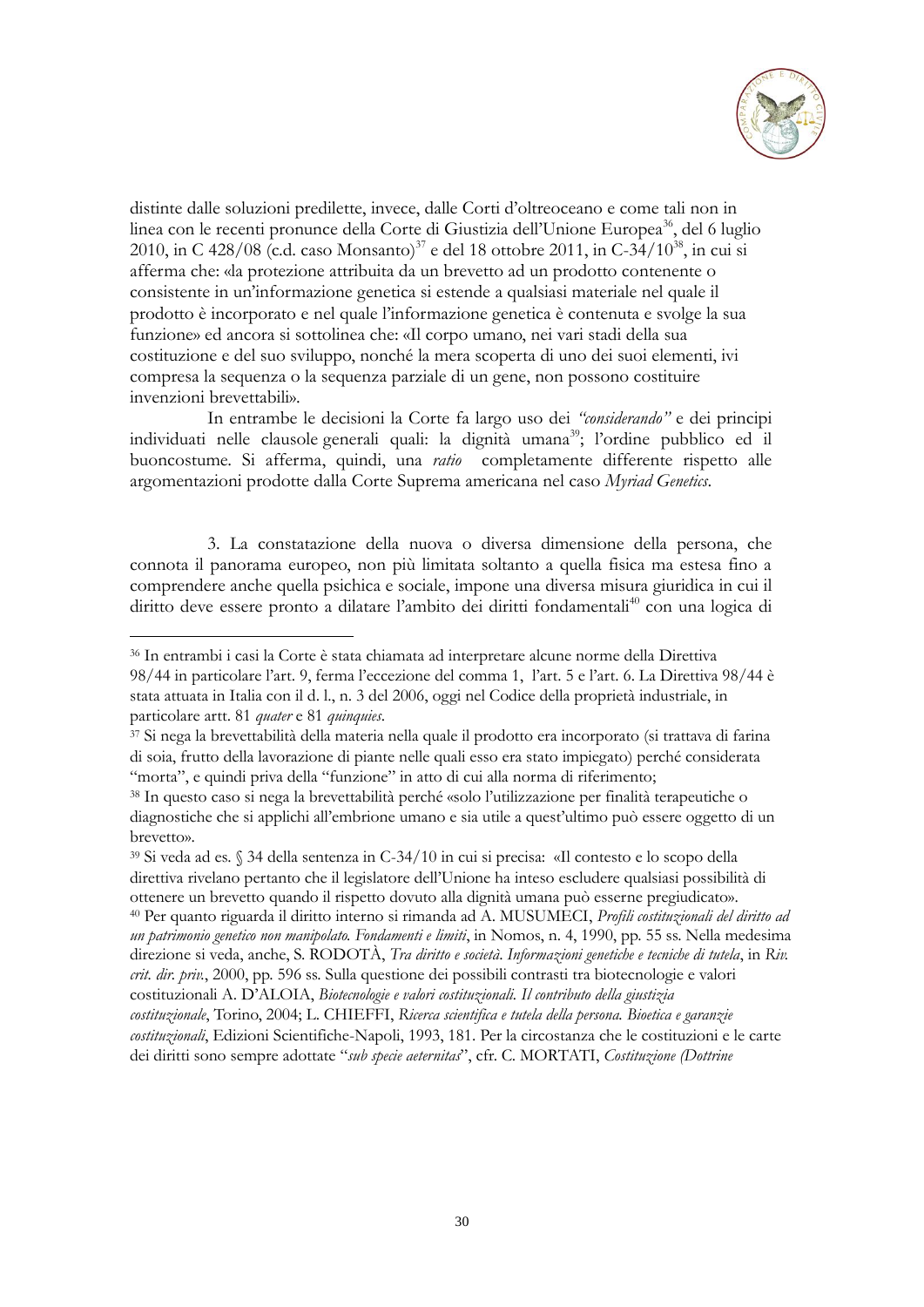distinte dalle soluzioni predilette, invece, dalle Corti d'oltreoceano e come tali non in linea con le recenti pronunce della Corte di Giustizia dell'Unione Europea[36], del 6 luglio 2010, in C 428/08 (c.d. caso Monsanto)[37] e del 18 ottobre 2011, in C-34/10[38], in cui si afferma che: «la protezione attribuita da un brevetto ad un prodotto contenente o consistente in un'informazione genetica si estende a qualsiasi materiale nel quale il prodotto è incorporato e nel quale l'informazione genetica è contenuta e svolge la sua funzione» ed ancora si sottolinea che: «Il corpo umano, nei vari stadi della sua costituzione e del suo sviluppo, nonché la mera scoperta di uno dei suoi elementi, ivi compresa la sequenza o la sequenza parziale di un gene, non possono costituire invenzioni brevettabili».

In entrambe le decisioni la Corte fa largo uso dei *"considerando"* e dei principi individuati nelle clausole generali quali: la dignità umana[39]; l'ordine pubblico ed il buoncostume. Si afferma, quindi, una *ratio* completamente differente rispetto alle argomentazioni prodotte dalla Corte Suprema americana nel caso *Myriad Genetics*.

3. La constatazione della nuova o diversa dimensione della persona, che connota il panorama europeo, non più limitata soltanto a quella fisica ma estesa fino a comprendere anche quella psichica e sociale, impone una diversa misura giuridica in cui il diritto deve essere pronto a dilatare l'ambito dei diritti fondamentali[40] con una logica di

---

[36] In entrambi i casi la Corte è stata chiamata ad interpretare alcune norme della Direttiva 98/44 in particolare l'art. 9, ferma l'eccezione del comma 1, l'art. 5 e l'art. 6. La Direttiva 98/44 è stata attuata in Italia con il d. l., n. 3 del 2006, oggi nel Codice della proprietà industriale, in particolare artt. 81 *quater* e 81 *quinquies*.

[37] Si nega la brevettabilità della materia nella quale il prodotto era incorporato (si trattava di farina di soia, frutto della lavorazione di piante nelle quali esso era stato impiegato) perché considerata "morta", e quindi priva della "funzione" in atto di cui alla norma di riferimento;

[38] In questo caso si nega la brevettabilità perché «solo l'utilizzazione per finalità terapeutiche o diagnostiche che si applichi all'embrione umano e sia utile a quest'ultimo può essere oggetto di un brevetto».

[39] Si veda ad es. § 34 della sentenza in C-34/10 in cui si precisa: «Il contesto e lo scopo della direttiva rivelano pertanto che il legislatore dell'Unione ha inteso escludere qualsiasi possibilità di ottenere un brevetto quando il rispetto dovuto alla dignità umana può esserne pregiudicato».

[40] Per quanto riguarda il diritto interno si rimanda ad A. MUSUMECI, *Profili costituzionali del diritto ad un patrimonio genetico non manipolato. Fondamenti e limiti*, in Nomos, n. 4, 1990, pp. 55 ss. Nella medesima direzione si veda, anche, S. RODOTÀ, *Tra diritto e società. Informazioni genetiche e tecniche di tutela*, in *Riv. crit. dir. priv.*, 2000, pp. 596 ss. Sulla questione dei possibili contrasti tra biotecnologie e valori costituzionali A. D'ALOIA, *Biotecnologie e valori costituzionali. Il contributo della giustizia costituzionale*, Torino, 2004; L. CHIEFFI, *Ricerca scientifica e tutela della persona. Bioetica e garanzie costituzionali*, Edizioni Scientifiche-Napoli, 1993, 181. Per la circostanza che le costituzioni e le carte dei diritti sono sempre adottate "*sub specie aeternitas*", cfr. C. MORTATI, *Costituzione (Dottrine*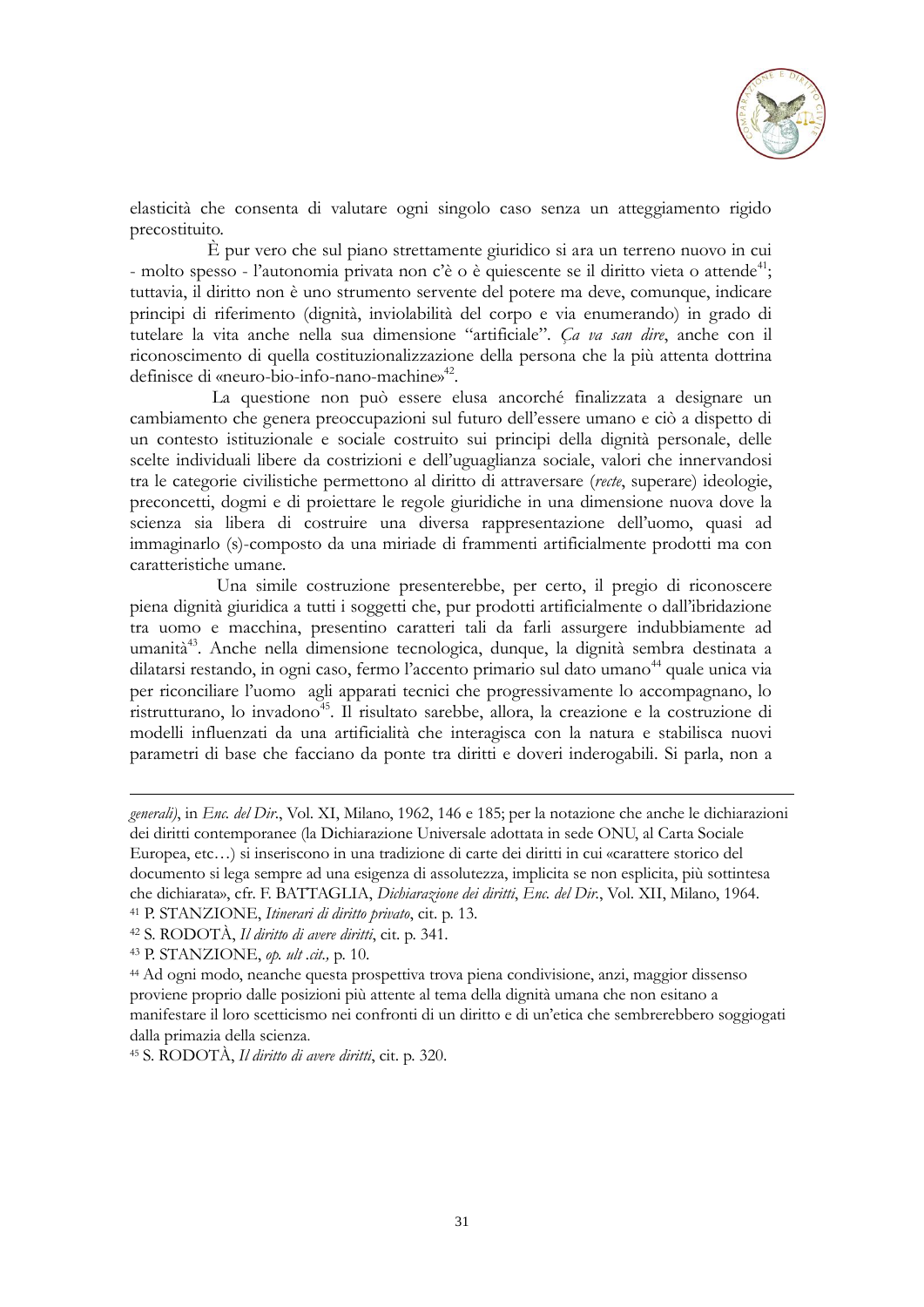elasticità che consenta di valutare ogni singolo caso senza un atteggiamento rigido precostituito.

È pur vero che sul piano strettamente giuridico si ara un terreno nuovo in cui - molto spesso - l'autonomia privata non c'è o è quiescente se il diritto vieta o attende[41]; tuttavia, il diritto non è uno strumento servente del potere ma deve, comunque, indicare principi di riferimento (dignità, inviolabilità del corpo e via enumerando) in grado di tutelare la vita anche nella sua dimensione "artificiale". *Ça va san dire*, anche con il riconoscimento di quella costituzionalizzazione della persona che la più attenta dottrina definisce di «neuro-bio-info-nano-machine»[42].

La questione non può essere elusa ancorché finalizzata a designare un cambiamento che genera preoccupazioni sul futuro dell'essere umano e ciò a dispetto di un contesto istituzionale e sociale costruito sui principi della dignità personale, delle scelte individuali libere da costrizioni e dell'uguaglianza sociale, valori che innervandosi tra le categorie civilistiche permettono al diritto di attraversare (*recte*, superare) ideologie, preconcetti, dogmi e di proiettare le regole giuridiche in una dimensione nuova dove la scienza sia libera di costruire una diversa rappresentazione dell'uomo, quasi ad immaginarlo (s)-composto da una miriade di frammenti artificialmente prodotti ma con caratteristiche umane.

Una simile costruzione presenterebbe, per certo, il pregio di riconoscere piena dignità giuridica a tutti i soggetti che, pur prodotti artificialmente o dall'ibridazione tra uomo e macchina, presentino caratteri tali da farli assurgere indubbiamente ad umanità[43]. Anche nella dimensione tecnologica, dunque, la dignità sembra destinata a dilatarsi restando, in ogni caso, fermo l'accento primario sul dato umano[44] quale unica via per riconciliare l'uomo agli apparati tecnici che progressivamente lo accompagnano, lo ristrutturano, lo invadono[45]. Il risultato sarebbe, allora, la creazione e la costruzione di modelli influenzati da una artificialità che interagisca con la natura e stabilisca nuovi parametri di base che facciano da ponte tra diritti e doveri inderogabili. Si parla, non a

---

*generali)*, in *Enc. del Dir.*, Vol. XI, Milano, 1962, 146 e 185; per la notazione che anche le dichiarazioni dei diritti contemporanee (la Dichiarazione Universale adottata in sede ONU, al Carta Sociale Europea, etc…) si inseriscono in una tradizione di carte dei diritti in cui «carattere storico del documento si lega sempre ad una esigenza di assolutezza, implicita se non esplicita, più sottintesa che dichiarata», cfr. F. BATTAGLIA, *Dichiarazione dei diritti*, *Enc. del Dir.*, Vol. XII, Milano, 1964.

[41] P. STANZIONE, *Itinerari di diritto privato*, cit. p. 13.

[42] S. RODOTÀ, *Il diritto di avere diritti*, cit. p. 341.

[43] P. STANZIONE, *op. ult .cit.,* p. 10.

[44] Ad ogni modo, neanche questa prospettiva trova piena condivisione, anzi, maggior dissenso proviene proprio dalle posizioni più attente al tema della dignità umana che non esitano a manifestare il loro scetticismo nei confronti di un diritto e di un'etica che sembrerebbero soggiogati dalla primazia della scienza.

[45] S. RODOTÀ, *Il diritto di avere diritti*, cit. p. 320.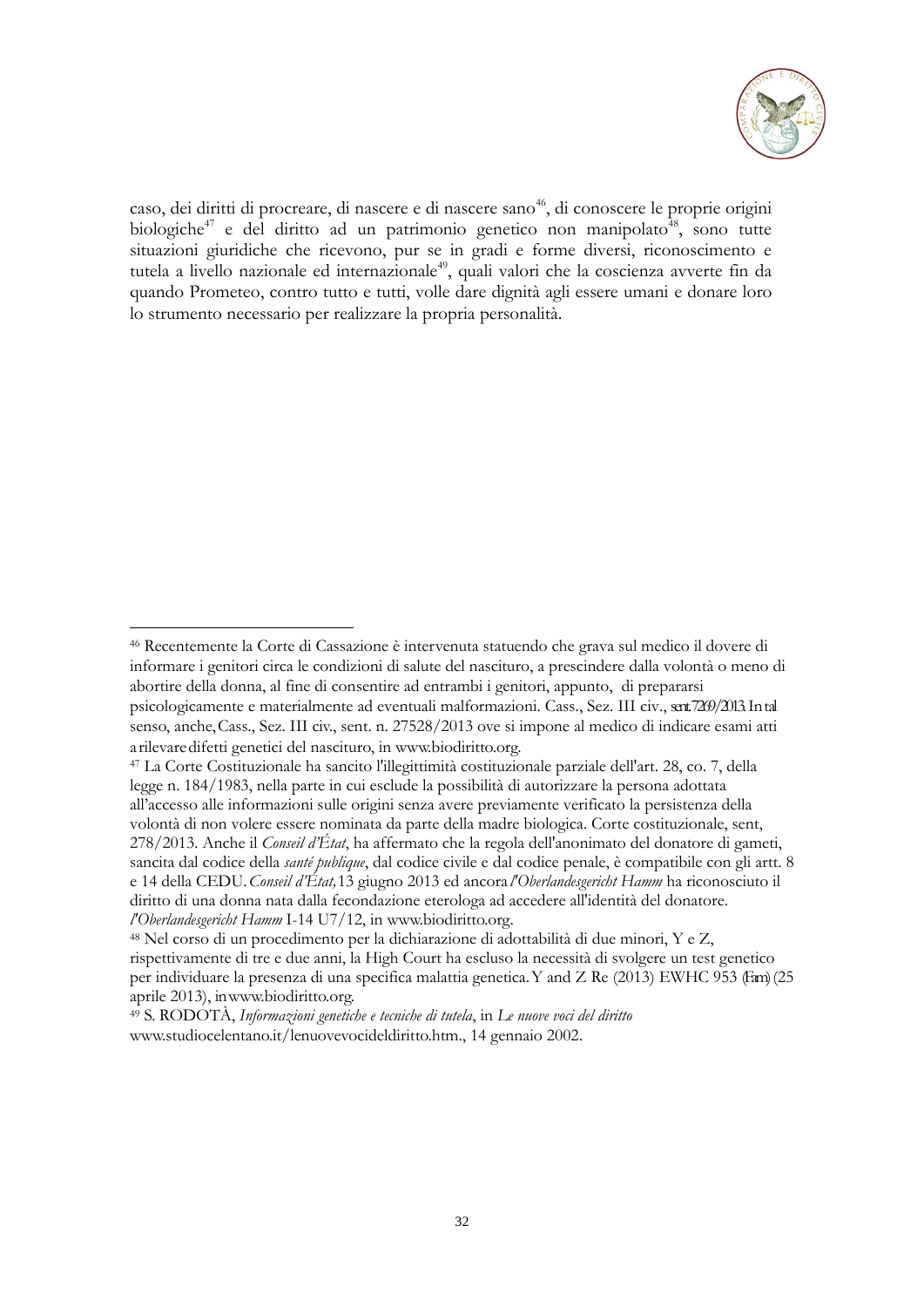caso, dei diritti di procreare, di nascere e di nascere sano[46], di conoscere le proprie origini biologiche[47] e del diritto ad un patrimonio genetico non manipolato[48], sono tutte situazioni giuridiche che ricevono, pur se in gradi e forme diversi, riconoscimento e tutela a livello nazionale ed internazionale[49], quali valori che la coscienza avverte fin da quando Prometeo, contro tutto e tutti, volle dare dignità agli essere umani e donare loro lo strumento necessario per realizzare la propria personalità.

---

[46] Recentemente la Corte di Cassazione è intervenuta statuendo che grava sul medico il dovere di informare i genitori circa le condizioni di salute del nascituro, a prescindere dalla volontà o meno di abortire della donna, al fine di consentire ad entrambi i genitori, appunto, di prepararsi psicologicamente e materialmente ad eventuali malformazioni. Cass., Sez. III civ., sent. 7269/2013. In tal senso, anche, Cass., Sez. III civ., sent. n. 27528/2013 ove si impone al medico di indicare esami atti a rilevare difetti genetici del nascituro, in www.biodiritto.org.

[47] La Corte Costituzionale ha sancito l'illegittimità costituzionale parziale dell'art. 28, co. 7, della legge n. 184/1983, nella parte in cui esclude la possibilità di autorizzare la persona adottata all'accesso alle informazioni sulle origini senza avere previamente verificato la persistenza della volontà di non volere essere nominata da parte della madre biologica. Corte costituzionale, sent, 278/2013. Anche il *Conseil d'État*, ha affermato che la regola dell'anonimato del donatore di gameti, sancita dal codice della *santé publique*, dal codice civile e dal codice penale, è compatibile con gli artt. 8 e 14 della CEDU. *Conseil d'État,* 13 giugno 2013 ed ancora *l'Oberlandesgericht Hamm* ha riconosciuto il diritto di una donna nata dalla fecondazione eterologa ad accedere all'identità del donatore. *l'Oberlandesgericht Hamm* I-14 U7/12, in www.biodiritto.org.

[48] Nel corso di un procedimento per la dichiarazione di adottabilità di due minori, Y e Z, rispettivamente di tre e due anni, la High Court ha escluso la necessità di svolgere un test genetico per individuare la presenza di una specifica malattia genetica. Y and Z Re (2013) EWHC 953 (Fam) (25 aprile 2013), in www.biodiritto.org.

[49] S. RODOTÀ, *Informazioni genetiche e tecniche di tutela*, in *Le nuove voci del diritto* www.studiocelentano.it/lenuovevocideldiritto.htm., 14 gennaio 2002.